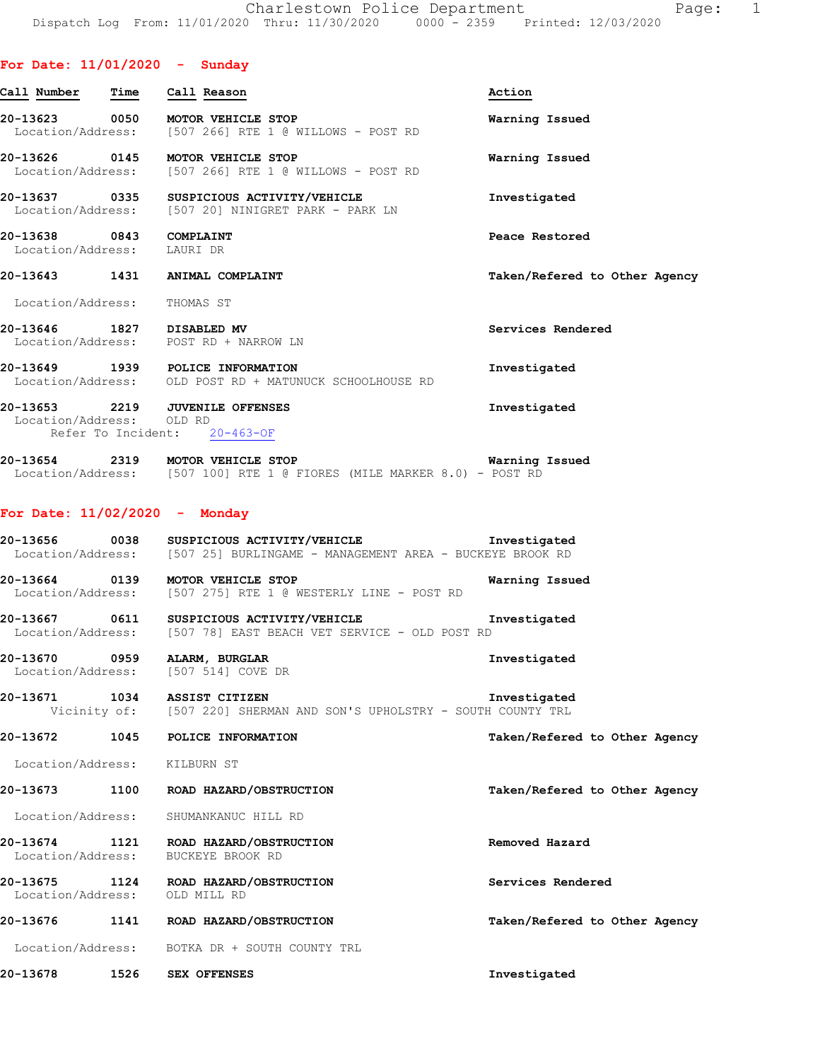Charlestown Police Department

Dispatch Log From: 11/01/2020 Thru: 11/30/2020 0000 - 2359 Printed: 12/03/2020

## For Date: 11/01/2020 - Sunday

| Call Number | Time | Call Reason | Action |
|---|---|---|---|
| 20-13623 | 0050 | MOTOR VEHICLE STOP | Warning Issued |
| Location/Address: | | [507 266] RTE 1 @ WILLOWS - POST RD | |
| 20-13626 | 0145 | MOTOR VEHICLE STOP | Warning Issued |
| Location/Address: | | [507 266] RTE 1 @ WILLOWS - POST RD | |
| 20-13637 | 0335 | SUSPICIOUS ACTIVITY/VEHICLE | Investigated |
| Location/Address: | | [507 20] NINIGRET PARK - PARK LN | |
| 20-13638 | 0843 | COMPLAINT | Peace Restored |
| Location/Address: | | LAURI DR | |
| 20-13643 | 1431 | ANIMAL COMPLAINT | Taken/Refered to Other Agency |
| Location/Address: | | THOMAS ST | |
| 20-13646 | 1827 | DISABLED MV | Services Rendered |
| Location/Address: | | POST RD + NARROW LN | |
| 20-13649 | 1939 | POLICE INFORMATION | Investigated |
| Location/Address: | | OLD POST RD + MATUNUCK SCHOOLHOUSE RD | |
| 20-13653 | 2219 | JUVENILE OFFENSES | Investigated |
| Location/Address: | | OLD RD | |
| Refer To Incident: | | 20-463-OF | |
| 20-13654 | 2319 | MOTOR VEHICLE STOP | Warning Issued |
| Location/Address: | | [507 100] RTE 1 @ FIORES (MILE MARKER 8.0) - POST RD | |

## For Date: 11/02/2020 - Monday

| Call Number | Time | Call Reason | Action |
|---|---|---|---|
| 20-13656 | 0038 | SUSPICIOUS ACTIVITY/VEHICLE | Investigated |
| Location/Address: | | [507 25] BURLINGAME - MANAGEMENT AREA - BUCKEYE BROOK RD | |
| 20-13664 | 0139 | MOTOR VEHICLE STOP | Warning Issued |
| Location/Address: | | [507 275] RTE 1 @ WESTERLY LINE - POST RD | |
| 20-13667 | 0611 | SUSPICIOUS ACTIVITY/VEHICLE | Investigated |
| Location/Address: | | [507 78] EAST BEACH VET SERVICE - OLD POST RD | |
| 20-13670 | 0959 | ALARM, BURGLAR | Investigated |
| Location/Address: | | [507 514] COVE DR | |
| 20-13671 | 1034 | ASSIST CITIZEN | Investigated |
| Vicinity of: | | [507 220] SHERMAN AND SON'S UPHOLSTRY - SOUTH COUNTY TRL | |
| 20-13672 | 1045 | POLICE INFORMATION | Taken/Refered to Other Agency |
| Location/Address: | | KILBURN ST | |
| 20-13673 | 1100 | ROAD HAZARD/OBSTRUCTION | Taken/Refered to Other Agency |
| Location/Address: | | SHUMANKANUC HILL RD | |
| 20-13674 | 1121 | ROAD HAZARD/OBSTRUCTION | Removed Hazard |
| Location/Address: | | BUCKEYE BROOK RD | |
| 20-13675 | 1124 | ROAD HAZARD/OBSTRUCTION | Services Rendered |
| Location/Address: | | OLD MILL RD | |
| 20-13676 | 1141 | ROAD HAZARD/OBSTRUCTION | Taken/Refered to Other Agency |
| Location/Address: | | BOTKA DR + SOUTH COUNTY TRL | |
| 20-13678 | 1526 | SEX OFFENSES | Investigated |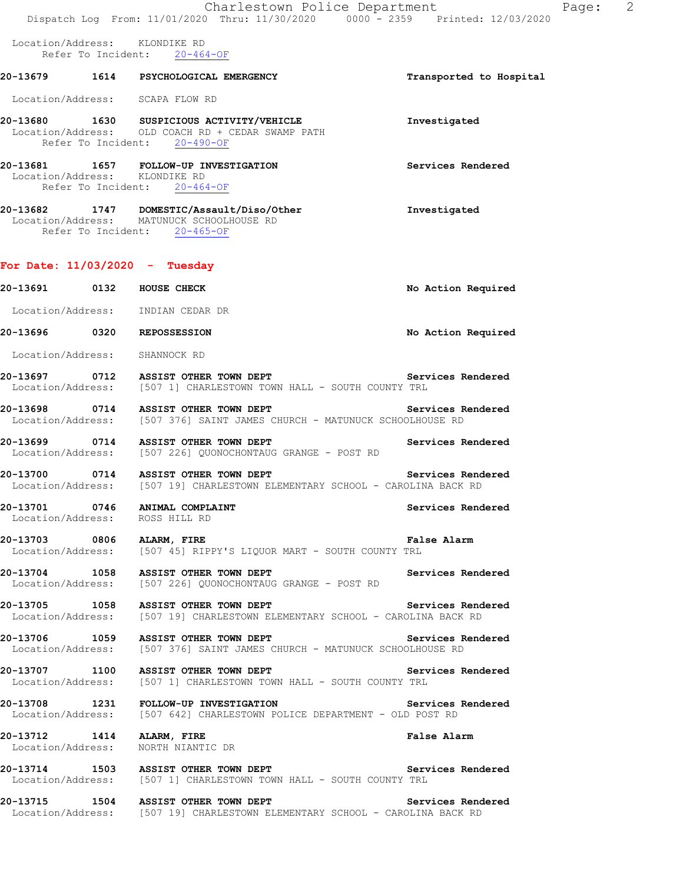Location/Address: KLONDIKE RD
Refer To Incident: 20-464-OF

**20-13679 1614 PSYCHOLOGICAL EMERGENCY** — **Transported to Hospital**

Location/Address: SCAPA FLOW RD

**20-13680 1630 SUSPICIOUS ACTIVITY/VEHICLE** — **Investigated**
Location/Address: OLD COACH RD + CEDAR SWAMP PATH
Refer To Incident: 20-490-OF

**20-13681 1657 FOLLOW-UP INVESTIGATION** — **Services Rendered**
Location/Address: KLONDIKE RD
Refer To Incident: 20-464-OF

**20-13682 1747 DOMESTIC/Assault/Diso/Other** — **Investigated**
Location/Address: MATUNUCK SCHOOLHOUSE RD
Refer To Incident: 20-465-OF

## For Date: 11/03/2020 - Tuesday

**20-13691 0132 HOUSE CHECK** — **No Action Required**

Location/Address: INDIAN CEDAR DR

**20-13696 0320 REPOSSESSION** — **No Action Required**

Location/Address: SHANNOCK RD

**20-13697 0712 ASSIST OTHER TOWN DEPT** — **Services Rendered**
Location/Address: [507 1] CHARLESTOWN TOWN HALL - SOUTH COUNTY TRL

**20-13698 0714 ASSIST OTHER TOWN DEPT** — **Services Rendered**
Location/Address: [507 376] SAINT JAMES CHURCH - MATUNUCK SCHOOLHOUSE RD

**20-13699 0714 ASSIST OTHER TOWN DEPT** — **Services Rendered**
Location/Address: [507 226] QUONOCHONTAUG GRANGE - POST RD

**20-13700 0714 ASSIST OTHER TOWN DEPT** — **Services Rendered**
Location/Address: [507 19] CHARLESTOWN ELEMENTARY SCHOOL - CAROLINA BACK RD

**20-13701 0746 ANIMAL COMPLAINT** — **Services Rendered**
Location/Address: ROSS HILL RD

**20-13703 0806 ALARM, FIRE** — **False Alarm**
Location/Address: [507 45] RIPPY'S LIQUOR MART - SOUTH COUNTY TRL

**20-13704 1058 ASSIST OTHER TOWN DEPT** — **Services Rendered**
Location/Address: [507 226] QUONOCHONTAUG GRANGE - POST RD

**20-13705 1058 ASSIST OTHER TOWN DEPT** — **Services Rendered**
Location/Address: [507 19] CHARLESTOWN ELEMENTARY SCHOOL - CAROLINA BACK RD

**20-13706 1059 ASSIST OTHER TOWN DEPT** — **Services Rendered**
Location/Address: [507 376] SAINT JAMES CHURCH - MATUNUCK SCHOOLHOUSE RD

**20-13707 1100 ASSIST OTHER TOWN DEPT** — **Services Rendered**
Location/Address: [507 1] CHARLESTOWN TOWN HALL - SOUTH COUNTY TRL

**20-13708 1231 FOLLOW-UP INVESTIGATION** — **Services Rendered**
Location/Address: [507 642] CHARLESTOWN POLICE DEPARTMENT - OLD POST RD

**20-13712 1414 ALARM, FIRE** — **False Alarm**
Location/Address: NORTH NIANTIC DR

**20-13714 1503 ASSIST OTHER TOWN DEPT** — **Services Rendered**
Location/Address: [507 1] CHARLESTOWN TOWN HALL - SOUTH COUNTY TRL

**20-13715 1504 ASSIST OTHER TOWN DEPT** — **Services Rendered**
Location/Address: [507 19] CHARLESTOWN ELEMENTARY SCHOOL - CAROLINA BACK RD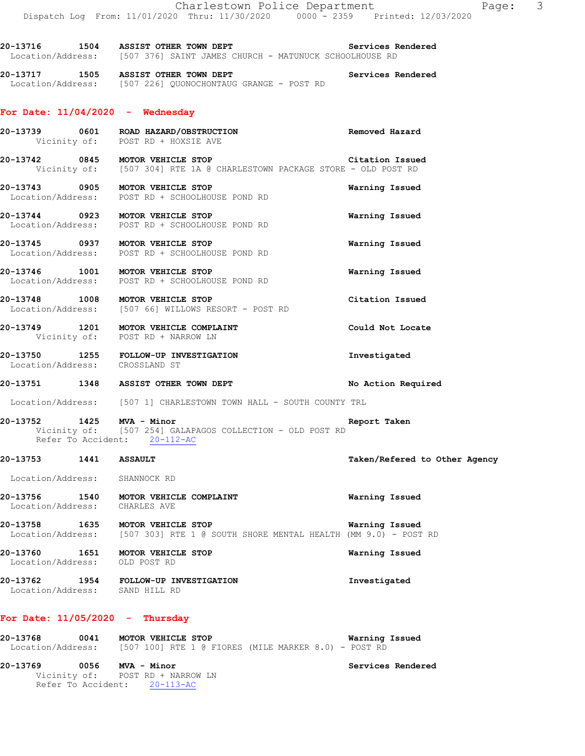20-13716 1504 **ASSIST OTHER TOWN DEPT** **Services Rendered**
Location/Address: [507 376] SAINT JAMES CHURCH - MATUNUCK SCHOOLHOUSE RD

20-13717 1505 **ASSIST OTHER TOWN DEPT** **Services Rendered**
Location/Address: [507 226] QUONOCHONTAUG GRANGE - POST RD

## For Date: 11/04/2020 - Wednesday

20-13739 0601 **ROAD HAZARD/OBSTRUCTION** **Removed Hazard**
Vicinity of: POST RD + HOXSIE AVE

20-13742 0845 **MOTOR VEHICLE STOP** **Citation Issued**
Vicinity of: [507 304] RTE 1A @ CHARLESTOWN PACKAGE STORE - OLD POST RD

20-13743 0905 **MOTOR VEHICLE STOP** **Warning Issued**
Location/Address: POST RD + SCHOOLHOUSE POND RD

20-13744 0923 **MOTOR VEHICLE STOP** **Warning Issued**
Location/Address: POST RD + SCHOOLHOUSE POND RD

20-13745 0937 **MOTOR VEHICLE STOP** **Warning Issued**
Location/Address: POST RD + SCHOOLHOUSE POND RD

20-13746 1001 **MOTOR VEHICLE STOP** **Warning Issued**
Location/Address: POST RD + SCHOOLHOUSE POND RD

20-13748 1008 **MOTOR VEHICLE STOP** **Citation Issued**
Location/Address: [507 66] WILLOWS RESORT - POST RD

20-13749 1201 **MOTOR VEHICLE COMPLAINT** **Could Not Locate**
Vicinity of: POST RD + NARROW LN

20-13750 1255 **FOLLOW-UP INVESTIGATION** **Investigated**
Location/Address: CROSSLAND ST

20-13751 1348 **ASSIST OTHER TOWN DEPT** **No Action Required**
Location/Address: [507 1] CHARLESTOWN TOWN HALL - SOUTH COUNTY TRL

20-13752 1425 **MVA - Minor** **Report Taken**
Vicinity of: [507 254] GALAPAGOS COLLECTION - OLD POST RD
Refer To Accident: 20-112-AC

20-13753 1441 **ASSAULT** **Taken/Refered to Other Agency**
Location/Address: SHANNOCK RD

20-13756 1540 **MOTOR VEHICLE COMPLAINT** **Warning Issued**
Location/Address: CHARLES AVE

20-13758 1635 **MOTOR VEHICLE STOP** **Warning Issued**
Location/Address: [507 303] RTE 1 @ SOUTH SHORE MENTAL HEALTH (MM 9.0) - POST RD

20-13760 1651 **MOTOR VEHICLE STOP** **Warning Issued**
Location/Address: OLD POST RD

20-13762 1954 **FOLLOW-UP INVESTIGATION** **Investigated**
Location/Address: SAND HILL RD

## For Date: 11/05/2020 - Thursday

20-13768 0041 **MOTOR VEHICLE STOP** **Warning Issued**
Location/Address: [507 100] RTE 1 @ FIORES (MILE MARKER 8.0) - POST RD

20-13769 0056 **MVA - Minor** **Services Rendered**
Vicinity of: POST RD + NARROW LN
Refer To Accident: 20-113-AC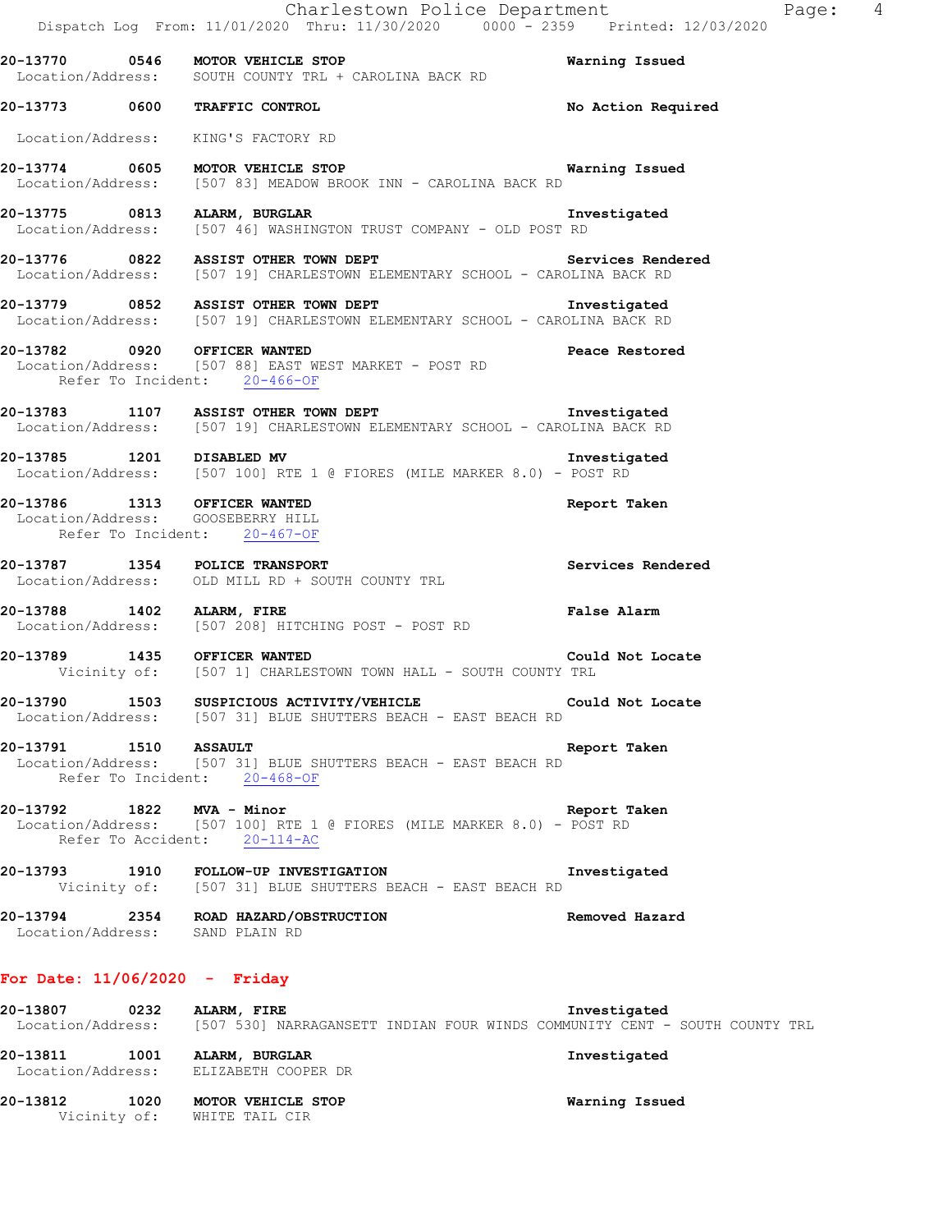**20-13770 0546 MOTOR VEHICLE STOP** — Warning Issued
Location/Address: SOUTH COUNTY TRL + CAROLINA BACK RD

**20-13773 0600 TRAFFIC CONTROL** — No Action Required
Location/Address: KING'S FACTORY RD

**20-13774 0605 MOTOR VEHICLE STOP** — Warning Issued
Location/Address: [507 83] MEADOW BROOK INN - CAROLINA BACK RD

**20-13775 0813 ALARM, BURGLAR** — Investigated
Location/Address: [507 46] WASHINGTON TRUST COMPANY - OLD POST RD

**20-13776 0822 ASSIST OTHER TOWN DEPT** — Services Rendered
Location/Address: [507 19] CHARLESTOWN ELEMENTARY SCHOOL - CAROLINA BACK RD

**20-13779 0852 ASSIST OTHER TOWN DEPT** — Investigated
Location/Address: [507 19] CHARLESTOWN ELEMENTARY SCHOOL - CAROLINA BACK RD

**20-13782 0920 OFFICER WANTED** — Peace Restored
Location/Address: [507 88] EAST WEST MARKET - POST RD
Refer To Incident: 20-466-OF

**20-13783 1107 ASSIST OTHER TOWN DEPT** — Investigated
Location/Address: [507 19] CHARLESTOWN ELEMENTARY SCHOOL - CAROLINA BACK RD

**20-13785 1201 DISABLED MV** — Investigated
Location/Address: [507 100] RTE 1 @ FIORES (MILE MARKER 8.0) - POST RD

**20-13786 1313 OFFICER WANTED** — Report Taken
Location/Address: GOOSEBERRY HILL
Refer To Incident: 20-467-OF

**20-13787 1354 POLICE TRANSPORT** — Services Rendered
Location/Address: OLD MILL RD + SOUTH COUNTY TRL

**20-13788 1402 ALARM, FIRE** — False Alarm
Location/Address: [507 208] HITCHING POST - POST RD

**20-13789 1435 OFFICER WANTED** — Could Not Locate
Vicinity of: [507 1] CHARLESTOWN TOWN HALL - SOUTH COUNTY TRL

**20-13790 1503 SUSPICIOUS ACTIVITY/VEHICLE** — Could Not Locate
Location/Address: [507 31] BLUE SHUTTERS BEACH - EAST BEACH RD

**20-13791 1510 ASSAULT** — Report Taken
Location/Address: [507 31] BLUE SHUTTERS BEACH - EAST BEACH RD
Refer To Incident: 20-468-OF

**20-13792 1822 MVA - Minor** — Report Taken
Location/Address: [507 100] RTE 1 @ FIORES (MILE MARKER 8.0) - POST RD
Refer To Accident: 20-114-AC

**20-13793 1910 FOLLOW-UP INVESTIGATION** — Investigated
Vicinity of: [507 31] BLUE SHUTTERS BEACH - EAST BEACH RD

**20-13794 2354 ROAD HAZARD/OBSTRUCTION** — Removed Hazard
Location/Address: SAND PLAIN RD

## For Date: 11/06/2020 - Friday

**20-13807 0232 ALARM, FIRE** — Investigated
Location/Address: [507 530] NARRAGANSETT INDIAN FOUR WINDS COMMUNITY CENT - SOUTH COUNTY TRL

**20-13811 1001 ALARM, BURGLAR** — Investigated
Location/Address: ELIZABETH COOPER DR

**20-13812 1020 MOTOR VEHICLE STOP** — Warning Issued
Vicinity of: WHITE TAIL CIR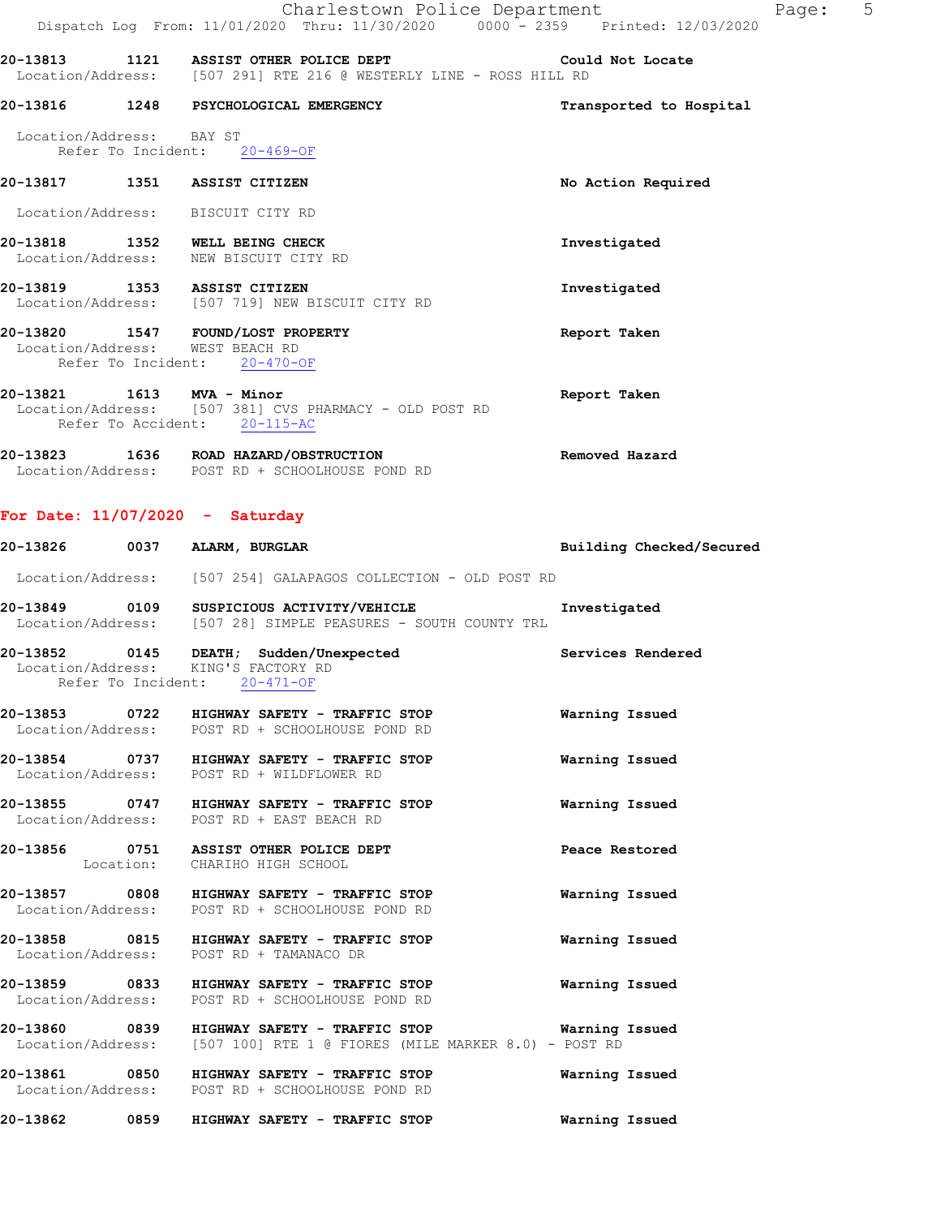20-13813 1121 **ASSIST OTHER POLICE DEPT** Could Not Locate
Location/Address: [507 291] RTE 216 @ WESTERLY LINE - ROSS HILL RD

20-13816 1248 **PSYCHOLOGICAL EMERGENCY** Transported to Hospital
Location/Address: BAY ST
Refer To Incident: 20-469-OF

20-13817 1351 **ASSIST CITIZEN** No Action Required
Location/Address: BISCUIT CITY RD

20-13818 1352 **WELL BEING CHECK** Investigated
Location/Address: NEW BISCUIT CITY RD

20-13819 1353 **ASSIST CITIZEN** Investigated
Location/Address: [507 719] NEW BISCUIT CITY RD

20-13820 1547 **FOUND/LOST PROPERTY** Report Taken
Location/Address: WEST BEACH RD
Refer To Incident: 20-470-OF

20-13821 1613 **MVA - Minor** Report Taken
Location/Address: [507 381] CVS PHARMACY - OLD POST RD
Refer To Accident: 20-115-AC

20-13823 1636 **ROAD HAZARD/OBSTRUCTION** Removed Hazard
Location/Address: POST RD + SCHOOLHOUSE POND RD

## For Date: 11/07/2020 - Saturday

20-13826 0037 **ALARM, BURGLAR** Building Checked/Secured
Location/Address: [507 254] GALAPAGOS COLLECTION - OLD POST RD

20-13849 0109 **SUSPICIOUS ACTIVITY/VEHICLE** Investigated
Location/Address: [507 28] SIMPLE PEASURES - SOUTH COUNTY TRL

20-13852 0145 **DEATH; Sudden/Unexpected** Services Rendered
Location/Address: KING'S FACTORY RD
Refer To Incident: 20-471-OF

20-13853 0722 **HIGHWAY SAFETY - TRAFFIC STOP** Warning Issued
Location/Address: POST RD + SCHOOLHOUSE POND RD

20-13854 0737 **HIGHWAY SAFETY - TRAFFIC STOP** Warning Issued
Location/Address: POST RD + WILDFLOWER RD

20-13855 0747 **HIGHWAY SAFETY - TRAFFIC STOP** Warning Issued
Location/Address: POST RD + EAST BEACH RD

20-13856 0751 **ASSIST OTHER POLICE DEPT** Peace Restored
Location: CHARIHO HIGH SCHOOL

20-13857 0808 **HIGHWAY SAFETY - TRAFFIC STOP** Warning Issued
Location/Address: POST RD + SCHOOLHOUSE POND RD

20-13858 0815 **HIGHWAY SAFETY - TRAFFIC STOP** Warning Issued
Location/Address: POST RD + TAMANACO DR

20-13859 0833 **HIGHWAY SAFETY - TRAFFIC STOP** Warning Issued
Location/Address: POST RD + SCHOOLHOUSE POND RD

20-13860 0839 **HIGHWAY SAFETY - TRAFFIC STOP** Warning Issued
Location/Address: [507 100] RTE 1 @ FIORES (MILE MARKER 8.0) - POST RD

20-13861 0850 **HIGHWAY SAFETY - TRAFFIC STOP** Warning Issued
Location/Address: POST RD + SCHOOLHOUSE POND RD

20-13862 0859 **HIGHWAY SAFETY - TRAFFIC STOP** Warning Issued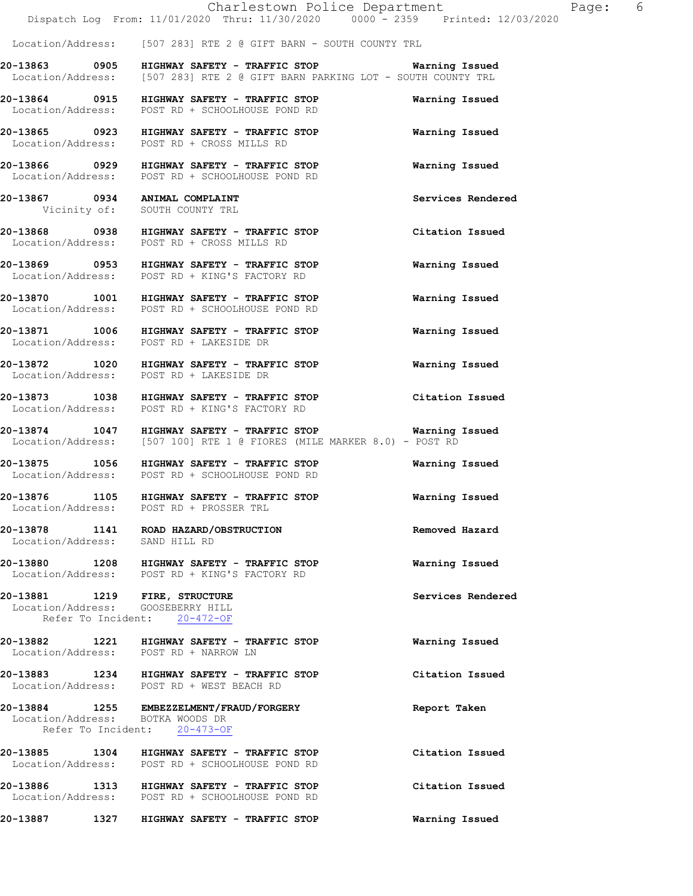Location/Address: [507 283] RTE 2 @ GIFT BARN - SOUTH COUNTY TRL

**20-13863 0905 HIGHWAY SAFETY - TRAFFIC STOP** **Warning Issued**
Location/Address: [507 283] RTE 2 @ GIFT BARN PARKING LOT - SOUTH COUNTY TRL

**20-13864 0915 HIGHWAY SAFETY - TRAFFIC STOP** **Warning Issued**
Location/Address: POST RD + SCHOOLHOUSE POND RD

**20-13865 0923 HIGHWAY SAFETY - TRAFFIC STOP** **Warning Issued**
Location/Address: POST RD + CROSS MILLS RD

**20-13866 0929 HIGHWAY SAFETY - TRAFFIC STOP** **Warning Issued**
Location/Address: POST RD + SCHOOLHOUSE POND RD

**20-13867 0934 ANIMAL COMPLAINT** **Services Rendered**
Vicinity of: SOUTH COUNTY TRL

**20-13868 0938 HIGHWAY SAFETY - TRAFFIC STOP** **Citation Issued**
Location/Address: POST RD + CROSS MILLS RD

**20-13869 0953 HIGHWAY SAFETY - TRAFFIC STOP** **Warning Issued**
Location/Address: POST RD + KING'S FACTORY RD

**20-13870 1001 HIGHWAY SAFETY - TRAFFIC STOP** **Warning Issued**
Location/Address: POST RD + SCHOOLHOUSE POND RD

**20-13871 1006 HIGHWAY SAFETY - TRAFFIC STOP** **Warning Issued**
Location/Address: POST RD + LAKESIDE DR

**20-13872 1020 HIGHWAY SAFETY - TRAFFIC STOP** **Warning Issued**
Location/Address: POST RD + LAKESIDE DR

**20-13873 1038 HIGHWAY SAFETY - TRAFFIC STOP** **Citation Issued**
Location/Address: POST RD + KING'S FACTORY RD

**20-13874 1047 HIGHWAY SAFETY - TRAFFIC STOP** **Warning Issued**
Location/Address: [507 100] RTE 1 @ FIORES (MILE MARKER 8.0) - POST RD

**20-13875 1056 HIGHWAY SAFETY - TRAFFIC STOP** **Warning Issued**
Location/Address: POST RD + SCHOOLHOUSE POND RD

**20-13876 1105 HIGHWAY SAFETY - TRAFFIC STOP** **Warning Issued**
Location/Address: POST RD + PROSSER TRL

**20-13878 1141 ROAD HAZARD/OBSTRUCTION** **Removed Hazard**
Location/Address: SAND HILL RD

**20-13880 1208 HIGHWAY SAFETY - TRAFFIC STOP** **Warning Issued**
Location/Address: POST RD + KING'S FACTORY RD

**20-13881 1219 FIRE, STRUCTURE** **Services Rendered**
Location/Address: GOOSEBERRY HILL
Refer To Incident: 20-472-OF

**20-13882 1221 HIGHWAY SAFETY - TRAFFIC STOP** **Warning Issued**
Location/Address: POST RD + NARROW LN

**20-13883 1234 HIGHWAY SAFETY - TRAFFIC STOP** **Citation Issued**
Location/Address: POST RD + WEST BEACH RD

**20-13884 1255 EMBEZZELMENT/FRAUD/FORGERY** **Report Taken**
Location/Address: BOTKA WOODS DR
Refer To Incident: 20-473-OF

**20-13885 1304 HIGHWAY SAFETY - TRAFFIC STOP** **Citation Issued**
Location/Address: POST RD + SCHOOLHOUSE POND RD

**20-13886 1313 HIGHWAY SAFETY - TRAFFIC STOP** **Citation Issued**
Location/Address: POST RD + SCHOOLHOUSE POND RD

**20-13887 1327 HIGHWAY SAFETY - TRAFFIC STOP** **Warning Issued**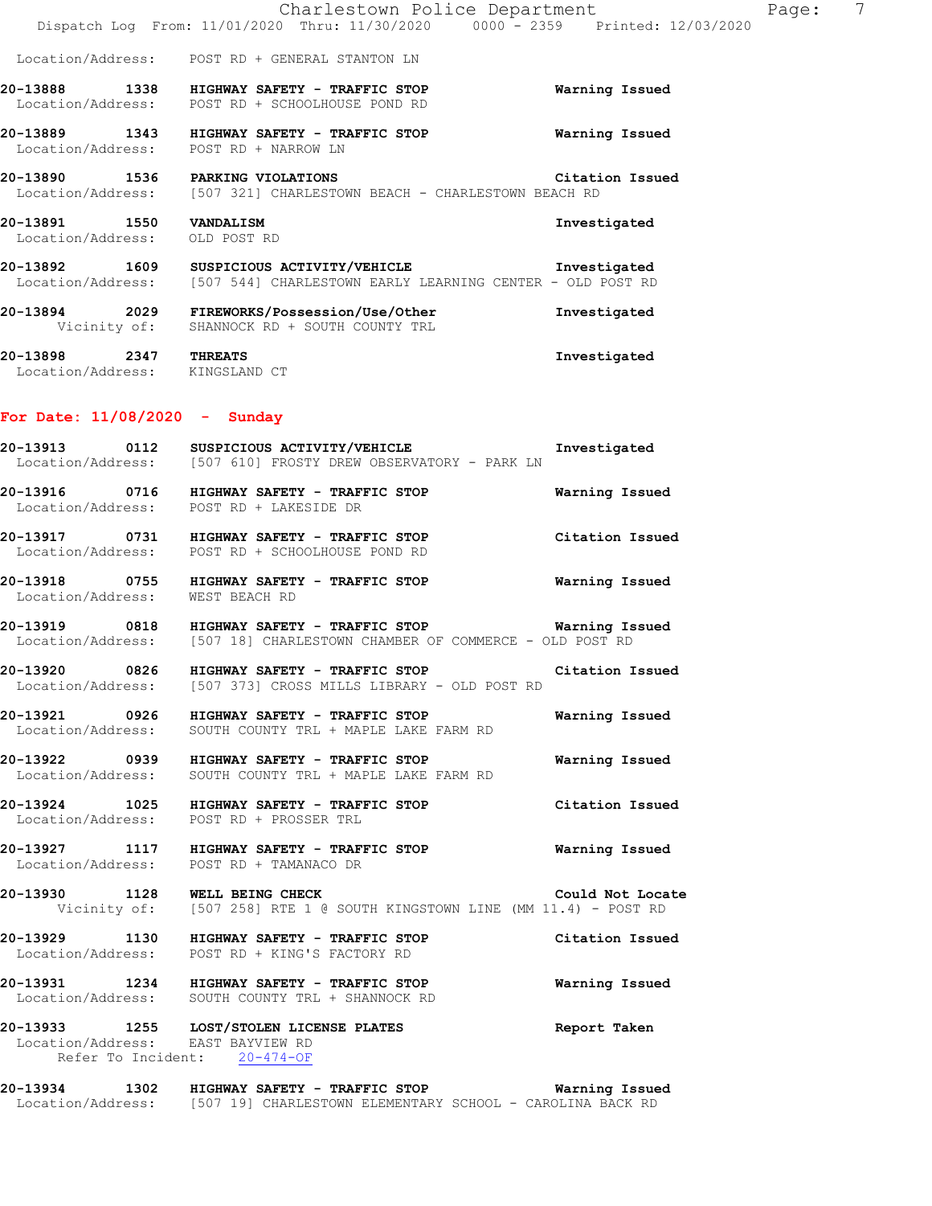Location/Address: POST RD + GENERAL STANTON LN

**20-13888 1338 HIGHWAY SAFETY - TRAFFIC STOP** Warning Issued
Location/Address: POST RD + SCHOOLHOUSE POND RD

**20-13889 1343 HIGHWAY SAFETY - TRAFFIC STOP** Warning Issued
Location/Address: POST RD + NARROW LN

**20-13890 1536 PARKING VIOLATIONS** Citation Issued
Location/Address: [507 321] CHARLESTOWN BEACH - CHARLESTOWN BEACH RD

**20-13891 1550 VANDALISM** Investigated
Location/Address: OLD POST RD

**20-13892 1609 SUSPICIOUS ACTIVITY/VEHICLE** Investigated
Location/Address: [507 544] CHARLESTOWN EARLY LEARNING CENTER - OLD POST RD

**20-13894 2029 FIREWORKS/Possession/Use/Other** Investigated
Vicinity of: SHANNOCK RD + SOUTH COUNTY TRL

**20-13898 2347 THREATS** Investigated
Location/Address: KINGSLAND CT

## For Date: 11/08/2020 - Sunday

**20-13913 0112 SUSPICIOUS ACTIVITY/VEHICLE** Investigated
Location/Address: [507 610] FROSTY DREW OBSERVATORY - PARK LN

**20-13916 0716 HIGHWAY SAFETY - TRAFFIC STOP** Warning Issued
Location/Address: POST RD + LAKESIDE DR

**20-13917 0731 HIGHWAY SAFETY - TRAFFIC STOP** Citation Issued
Location/Address: POST RD + SCHOOLHOUSE POND RD

**20-13918 0755 HIGHWAY SAFETY - TRAFFIC STOP** Warning Issued
Location/Address: WEST BEACH RD

**20-13919 0818 HIGHWAY SAFETY - TRAFFIC STOP** Warning Issued
Location/Address: [507 18] CHARLESTOWN CHAMBER OF COMMERCE - OLD POST RD

**20-13920 0826 HIGHWAY SAFETY - TRAFFIC STOP** Citation Issued
Location/Address: [507 373] CROSS MILLS LIBRARY - OLD POST RD

**20-13921 0926 HIGHWAY SAFETY - TRAFFIC STOP** Warning Issued
Location/Address: SOUTH COUNTY TRL + MAPLE LAKE FARM RD

**20-13922 0939 HIGHWAY SAFETY - TRAFFIC STOP** Warning Issued
Location/Address: SOUTH COUNTY TRL + MAPLE LAKE FARM RD

**20-13924 1025 HIGHWAY SAFETY - TRAFFIC STOP** Citation Issued
Location/Address: POST RD + PROSSER TRL

**20-13927 1117 HIGHWAY SAFETY - TRAFFIC STOP** Warning Issued
Location/Address: POST RD + TAMANACO DR

**20-13930 1128 WELL BEING CHECK** Could Not Locate
Vicinity of: [507 258] RTE 1 @ SOUTH KINGSTOWN LINE (MM 11.4) - POST RD

**20-13929 1130 HIGHWAY SAFETY - TRAFFIC STOP** Citation Issued
Location/Address: POST RD + KING'S FACTORY RD

**20-13931 1234 HIGHWAY SAFETY - TRAFFIC STOP** Warning Issued
Location/Address: SOUTH COUNTY TRL + SHANNOCK RD

**20-13933 1255 LOST/STOLEN LICENSE PLATES** Report Taken
Location/Address: EAST BAYVIEW RD
Refer To Incident: 20-474-OF

**20-13934 1302 HIGHWAY SAFETY - TRAFFIC STOP** Warning Issued
Location/Address: [507 19] CHARLESTOWN ELEMENTARY SCHOOL - CAROLINA BACK RD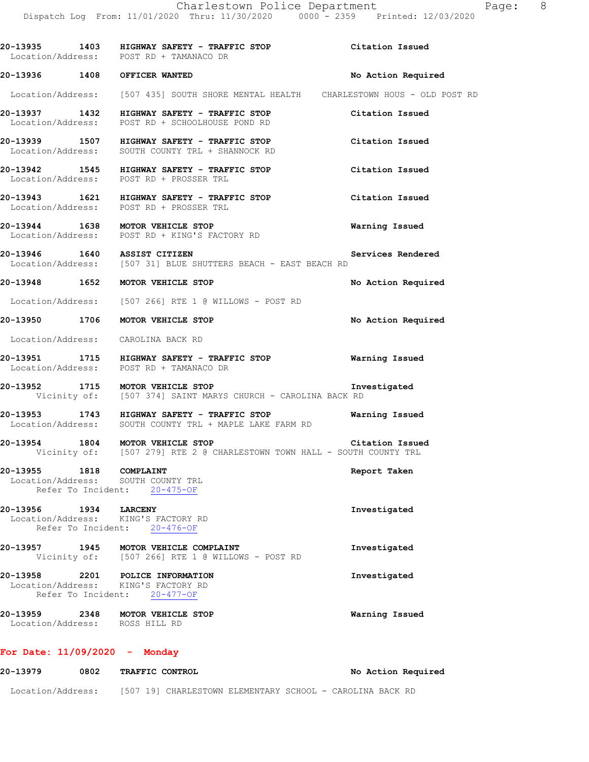**20-13935 1403 HIGHWAY SAFETY - TRAFFIC STOP** — **Citation Issued**
Location/Address: POST RD + TAMANACO DR

**20-13936 1408 OFFICER WANTED** — **No Action Required**
Location/Address: [507 435] SOUTH SHORE MENTAL HEALTH CHARLESTOWN HOUS - OLD POST RD

**20-13937 1432 HIGHWAY SAFETY - TRAFFIC STOP** — **Citation Issued**
Location/Address: POST RD + SCHOOLHOUSE POND RD

**20-13939 1507 HIGHWAY SAFETY - TRAFFIC STOP** — **Citation Issued**
Location/Address: SOUTH COUNTY TRL + SHANNOCK RD

**20-13942 1545 HIGHWAY SAFETY - TRAFFIC STOP** — **Citation Issued**
Location/Address: POST RD + PROSSER TRL

**20-13943 1621 HIGHWAY SAFETY - TRAFFIC STOP** — **Citation Issued**
Location/Address: POST RD + PROSSER TRL

**20-13944 1638 MOTOR VEHICLE STOP** — **Warning Issued**
Location/Address: POST RD + KING'S FACTORY RD

**20-13946 1640 ASSIST CITIZEN** — **Services Rendered**
Location/Address: [507 31] BLUE SHUTTERS BEACH - EAST BEACH RD

**20-13948 1652 MOTOR VEHICLE STOP** — **No Action Required**
Location/Address: [507 266] RTE 1 @ WILLOWS - POST RD

**20-13950 1706 MOTOR VEHICLE STOP** — **No Action Required**
Location/Address: CAROLINA BACK RD

**20-13951 1715 HIGHWAY SAFETY - TRAFFIC STOP** — **Warning Issued**
Location/Address: POST RD + TAMANACO DR

**20-13952 1715 MOTOR VEHICLE STOP** — **Investigated**
Vicinity of: [507 374] SAINT MARYS CHURCH - CAROLINA BACK RD

**20-13953 1743 HIGHWAY SAFETY - TRAFFIC STOP** — **Warning Issued**
Location/Address: SOUTH COUNTY TRL + MAPLE LAKE FARM RD

**20-13954 1804 MOTOR VEHICLE STOP** — **Citation Issued**
Vicinity of: [507 279] RTE 2 @ CHARLESTOWN TOWN HALL - SOUTH COUNTY TRL

**20-13955 1818 COMPLAINT** — **Report Taken**
Location/Address: SOUTH COUNTY TRL
Refer To Incident: 20-475-OF

**20-13956 1934 LARCENY** — **Investigated**
Location/Address: KING'S FACTORY RD
Refer To Incident: 20-476-OF

**20-13957 1945 MOTOR VEHICLE COMPLAINT** — **Investigated**
Vicinity of: [507 266] RTE 1 @ WILLOWS - POST RD

**20-13958 2201 POLICE INFORMATION** — **Investigated**
Location/Address: KING'S FACTORY RD
Refer To Incident: 20-477-OF

**20-13959 2348 MOTOR VEHICLE STOP** — **Warning Issued**
Location/Address: ROSS HILL RD

## For Date: 11/09/2020 - Monday

**20-13979 0802 TRAFFIC CONTROL** — **No Action Required**
Location/Address: [507 19] CHARLESTOWN ELEMENTARY SCHOOL - CAROLINA BACK RD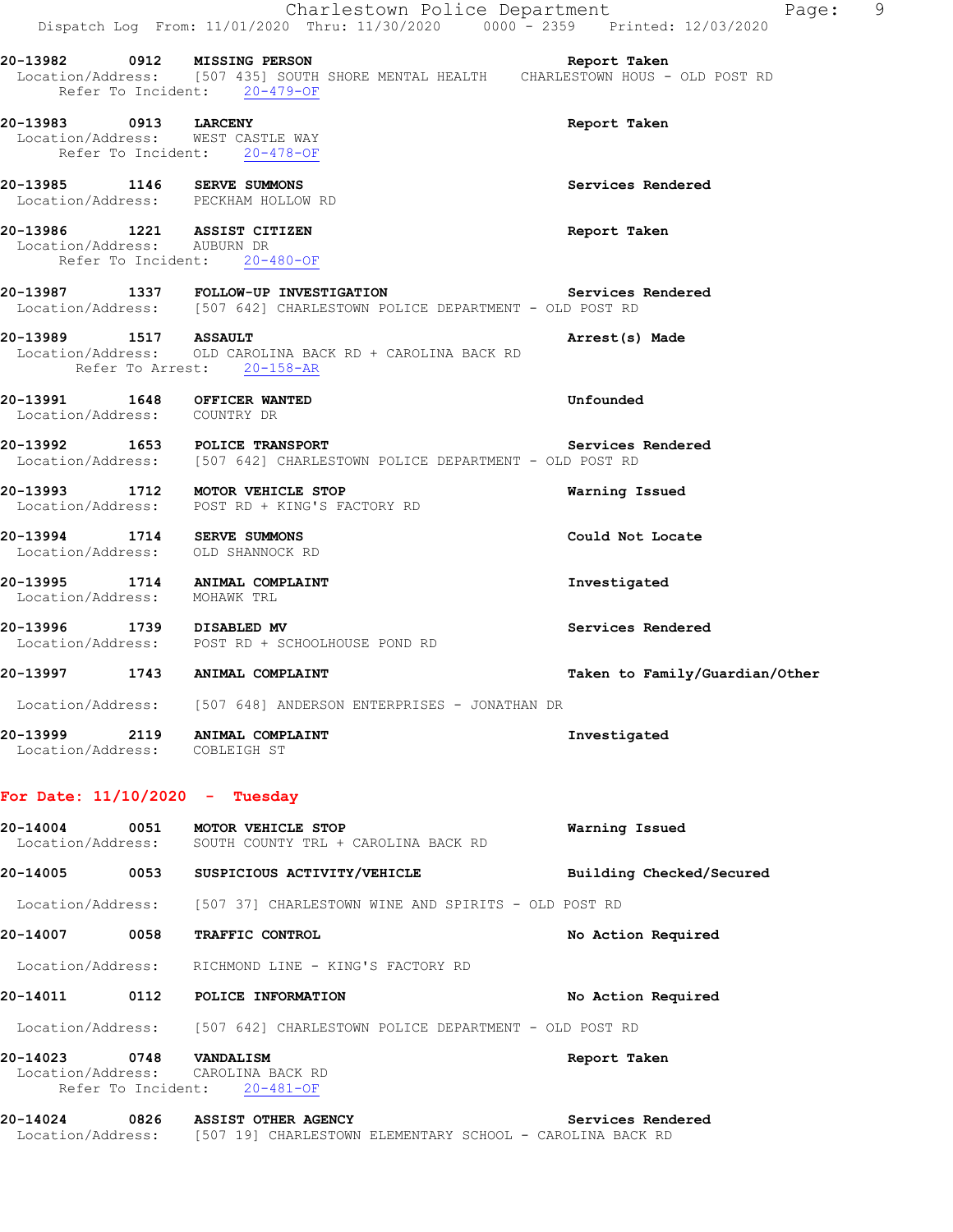**20-13982 0912 MISSING PERSON** — Report Taken
Location/Address: [507 435] SOUTH SHORE MENTAL HEALTH CHARLESTOWN HOUS - OLD POST RD
Refer To Incident: 20-479-OF

**20-13983 0913 LARCENY** — Report Taken
Location/Address: WEST CASTLE WAY
Refer To Incident: 20-478-OF

**20-13985 1146 SERVE SUMMONS** — Services Rendered
Location/Address: PECKHAM HOLLOW RD

**20-13986 1221 ASSIST CITIZEN** — Report Taken
Location/Address: AUBURN DR
Refer To Incident: 20-480-OF

**20-13987 1337 FOLLOW-UP INVESTIGATION** — Services Rendered
Location/Address: [507 642] CHARLESTOWN POLICE DEPARTMENT - OLD POST RD

**20-13989 1517 ASSAULT** — Arrest(s) Made
Location/Address: OLD CAROLINA BACK RD + CAROLINA BACK RD
Refer To Arrest: 20-158-AR

**20-13991 1648 OFFICER WANTED** — Unfounded
Location/Address: COUNTRY DR

**20-13992 1653 POLICE TRANSPORT** — Services Rendered
Location/Address: [507 642] CHARLESTOWN POLICE DEPARTMENT - OLD POST RD

**20-13993 1712 MOTOR VEHICLE STOP** — Warning Issued
Location/Address: POST RD + KING'S FACTORY RD

**20-13994 1714 SERVE SUMMONS** — Could Not Locate
Location/Address: OLD SHANNOCK RD

**20-13995 1714 ANIMAL COMPLAINT** — Investigated
Location/Address: MOHAWK TRL

**20-13996 1739 DISABLED MV** — Services Rendered
Location/Address: POST RD + SCHOOLHOUSE POND RD

**20-13997 1743 ANIMAL COMPLAINT** — Taken to Family/Guardian/Other
Location/Address: [507 648] ANDERSON ENTERPRISES - JONATHAN DR

**20-13999 2119 ANIMAL COMPLAINT** — Investigated
Location/Address: COBLEIGH ST

## For Date: 11/10/2020 - Tuesday

**20-14004 0051 MOTOR VEHICLE STOP** — Warning Issued
Location/Address: SOUTH COUNTY TRL + CAROLINA BACK RD

**20-14005 0053 SUSPICIOUS ACTIVITY/VEHICLE** — Building Checked/Secured
Location/Address: [507 37] CHARLESTOWN WINE AND SPIRITS - OLD POST RD

**20-14007 0058 TRAFFIC CONTROL** — No Action Required
Location/Address: RICHMOND LINE - KING'S FACTORY RD

**20-14011 0112 POLICE INFORMATION** — No Action Required
Location/Address: [507 642] CHARLESTOWN POLICE DEPARTMENT - OLD POST RD

**20-14023 0748 VANDALISM** — Report Taken
Location/Address: CAROLINA BACK RD
Refer To Incident: 20-481-OF

**20-14024 0826 ASSIST OTHER AGENCY** — Services Rendered
Location/Address: [507 19] CHARLESTOWN ELEMENTARY SCHOOL - CAROLINA BACK RD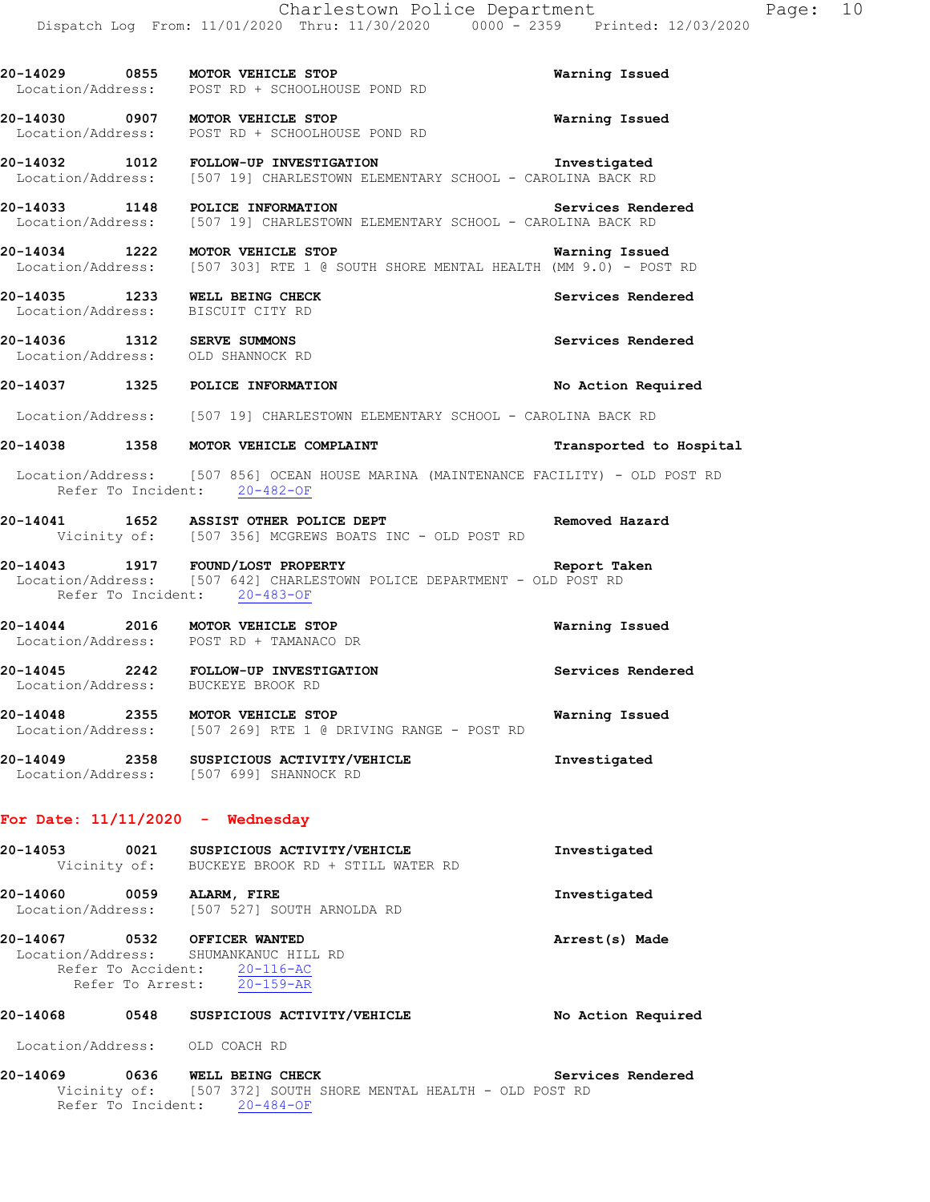20-14029 0855 **MOTOR VEHICLE STOP** Warning Issued
Location/Address: POST RD + SCHOOLHOUSE POND RD

20-14030 0907 **MOTOR VEHICLE STOP** Warning Issued
Location/Address: POST RD + SCHOOLHOUSE POND RD

20-14032 1012 **FOLLOW-UP INVESTIGATION** Investigated
Location/Address: [507 19] CHARLESTOWN ELEMENTARY SCHOOL - CAROLINA BACK RD

20-14033 1148 **POLICE INFORMATION** Services Rendered
Location/Address: [507 19] CHARLESTOWN ELEMENTARY SCHOOL - CAROLINA BACK RD

20-14034 1222 **MOTOR VEHICLE STOP** Warning Issued
Location/Address: [507 303] RTE 1 @ SOUTH SHORE MENTAL HEALTH (MM 9.0) - POST RD

20-14035 1233 **WELL BEING CHECK** Services Rendered
Location/Address: BISCUIT CITY RD

20-14036 1312 **SERVE SUMMONS** Services Rendered
Location/Address: OLD SHANNOCK RD

20-14037 1325 **POLICE INFORMATION** No Action Required
Location/Address: [507 19] CHARLESTOWN ELEMENTARY SCHOOL - CAROLINA BACK RD

20-14038 1358 **MOTOR VEHICLE COMPLAINT** Transported to Hospital
Location/Address: [507 856] OCEAN HOUSE MARINA (MAINTENANCE FACILITY) - OLD POST RD
Refer To Incident: 20-482-OF

20-14041 1652 **ASSIST OTHER POLICE DEPT** Removed Hazard
Vicinity of: [507 356] MCGREWS BOATS INC - OLD POST RD

20-14043 1917 **FOUND/LOST PROPERTY** Report Taken
Location/Address: [507 642] CHARLESTOWN POLICE DEPARTMENT - OLD POST RD
Refer To Incident: 20-483-OF

20-14044 2016 **MOTOR VEHICLE STOP** Warning Issued
Location/Address: POST RD + TAMANACO DR

20-14045 2242 **FOLLOW-UP INVESTIGATION** Services Rendered
Location/Address: BUCKEYE BROOK RD

20-14048 2355 **MOTOR VEHICLE STOP** Warning Issued
Location/Address: [507 269] RTE 1 @ DRIVING RANGE - POST RD

20-14049 2358 **SUSPICIOUS ACTIVITY/VEHICLE** Investigated
Location/Address: [507 699] SHANNOCK RD

## For Date: 11/11/2020 - Wednesday

20-14053 0021 **SUSPICIOUS ACTIVITY/VEHICLE** Investigated
Vicinity of: BUCKEYE BROOK RD + STILL WATER RD

20-14060 0059 **ALARM, FIRE** Investigated
Location/Address: [507 527] SOUTH ARNOLDA RD

20-14067 0532 **OFFICER WANTED** Arrest(s) Made
Location/Address: SHUMANKANUC HILL RD
Refer To Accident: 20-116-AC
Refer To Arrest: 20-159-AR

20-14068 0548 **SUSPICIOUS ACTIVITY/VEHICLE** No Action Required
Location/Address: OLD COACH RD

20-14069 0636 **WELL BEING CHECK** Services Rendered
Vicinity of: [507 372] SOUTH SHORE MENTAL HEALTH - OLD POST RD
Refer To Incident: 20-484-OF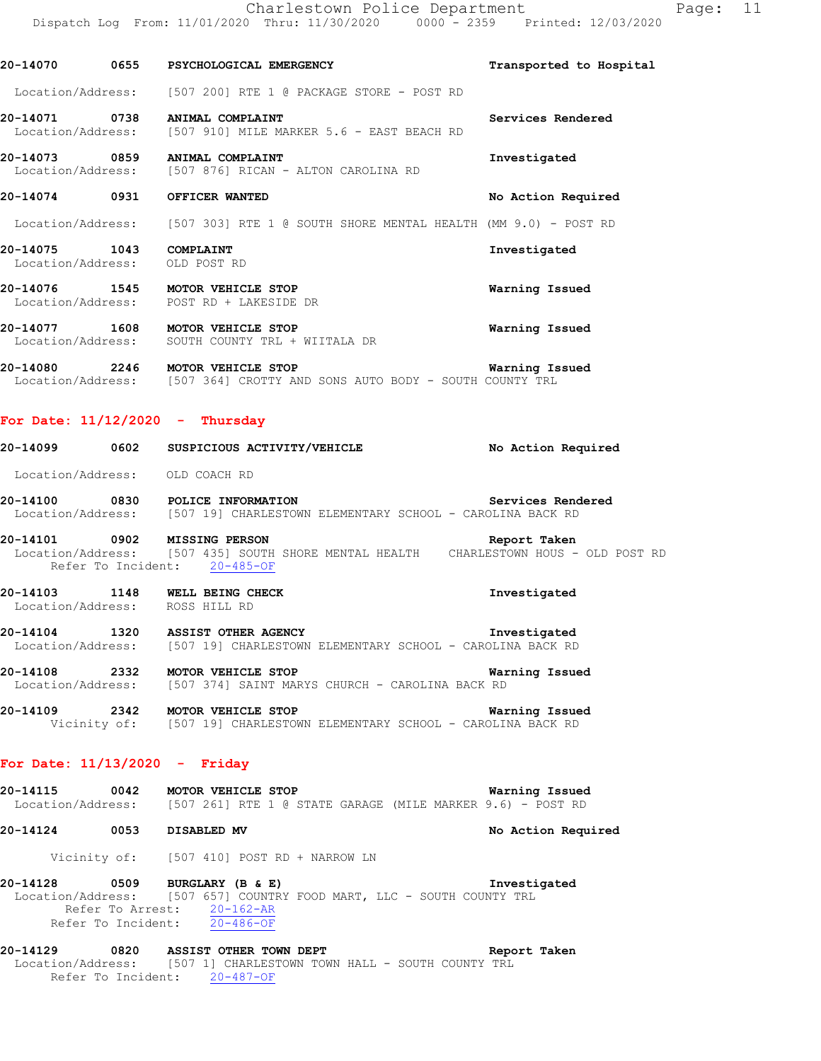**20-14070** 0655 **PSYCHOLOGICAL EMERGENCY** **Transported to Hospital**
Location/Address: [507 200] RTE 1 @ PACKAGE STORE - POST RD

**20-14071** 0738 **ANIMAL COMPLAINT** **Services Rendered**
Location/Address: [507 910] MILE MARKER 5.6 - EAST BEACH RD

**20-14073** 0859 **ANIMAL COMPLAINT** **Investigated**
Location/Address: [507 876] RICAN - ALTON CAROLINA RD

**20-14074** 0931 **OFFICER WANTED** **No Action Required**
Location/Address: [507 303] RTE 1 @ SOUTH SHORE MENTAL HEALTH (MM 9.0) - POST RD

**20-14075** 1043 **COMPLAINT** **Investigated**
Location/Address: OLD POST RD

**20-14076** 1545 **MOTOR VEHICLE STOP** **Warning Issued**
Location/Address: POST RD + LAKESIDE DR

**20-14077** 1608 **MOTOR VEHICLE STOP** **Warning Issued**
Location/Address: SOUTH COUNTY TRL + WIITALA DR

**20-14080** 2246 **MOTOR VEHICLE STOP** **Warning Issued**
Location/Address: [507 364] CROTTY AND SONS AUTO BODY - SOUTH COUNTY TRL

## For Date: 11/12/2020 - Thursday

**20-14099** 0602 **SUSPICIOUS ACTIVITY/VEHICLE** **No Action Required**
Location/Address: OLD COACH RD

**20-14100** 0830 **POLICE INFORMATION** **Services Rendered**
Location/Address: [507 19] CHARLESTOWN ELEMENTARY SCHOOL - CAROLINA BACK RD

**20-14101** 0902 **MISSING PERSON** **Report Taken**
Location/Address: [507 435] SOUTH SHORE MENTAL HEALTH CHARLESTOWN HOUS - OLD POST RD
Refer To Incident: 20-485-OF

**20-14103** 1148 **WELL BEING CHECK** **Investigated**
Location/Address: ROSS HILL RD

**20-14104** 1320 **ASSIST OTHER AGENCY** **Investigated**
Location/Address: [507 19] CHARLESTOWN ELEMENTARY SCHOOL - CAROLINA BACK RD

**20-14108** 2332 **MOTOR VEHICLE STOP** **Warning Issued**
Location/Address: [507 374] SAINT MARYS CHURCH - CAROLINA BACK RD

**20-14109** 2342 **MOTOR VEHICLE STOP** **Warning Issued**
Vicinity of: [507 19] CHARLESTOWN ELEMENTARY SCHOOL - CAROLINA BACK RD

## For Date: 11/13/2020 - Friday

**20-14115** 0042 **MOTOR VEHICLE STOP** **Warning Issued**
Location/Address: [507 261] RTE 1 @ STATE GARAGE (MILE MARKER 9.6) - POST RD

**20-14124** 0053 **DISABLED MV** **No Action Required**
Vicinity of: [507 410] POST RD + NARROW LN

**20-14128** 0509 **BURGLARY (B & E)** **Investigated**
Location/Address: [507 657] COUNTRY FOOD MART, LLC - SOUTH COUNTY TRL
Refer To Arrest: 20-162-AR
Refer To Incident: 20-486-OF

**20-14129** 0820 **ASSIST OTHER TOWN DEPT** **Report Taken**
Location/Address: [507 1] CHARLESTOWN TOWN HALL - SOUTH COUNTY TRL
Refer To Incident: 20-487-OF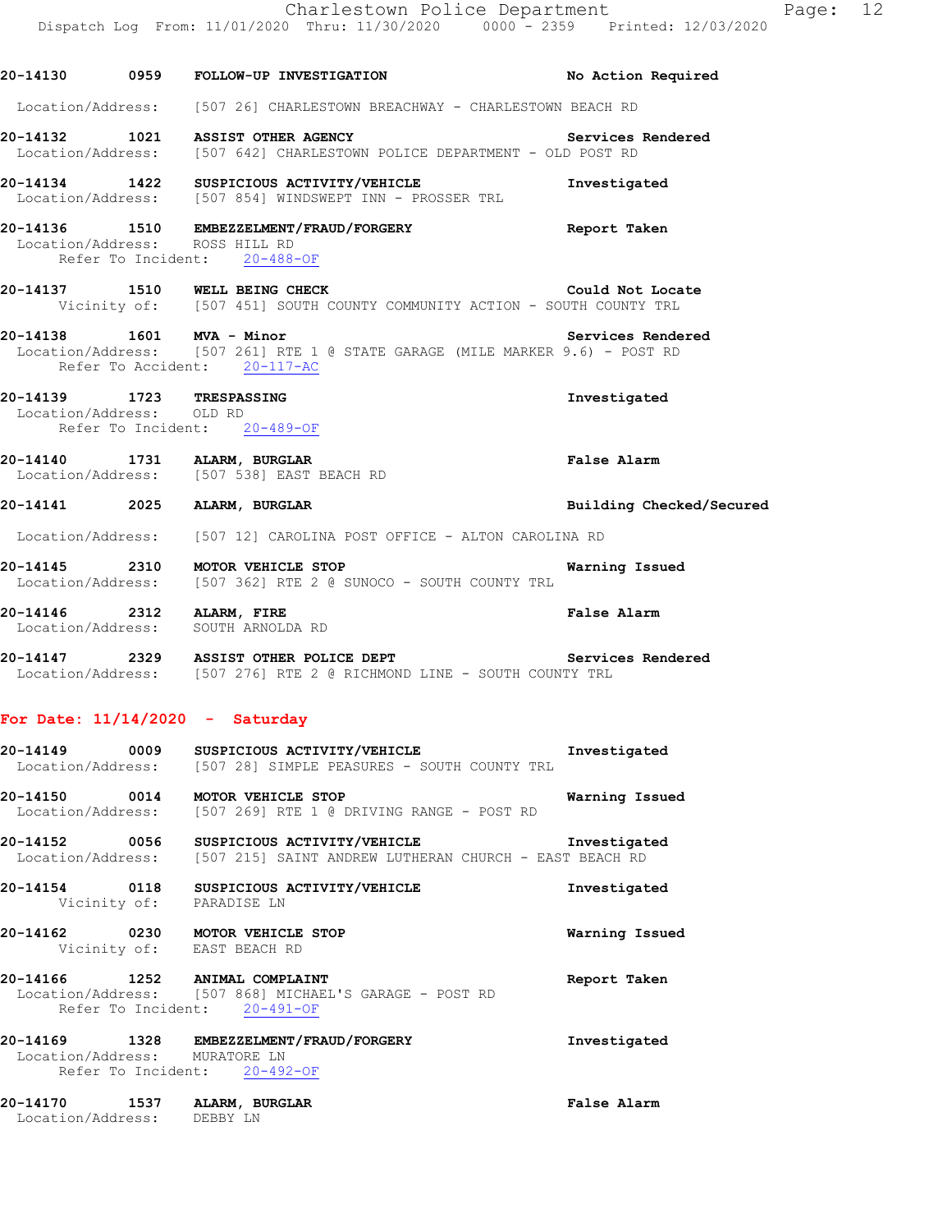**20-14130 0959 FOLLOW-UP INVESTIGATION** — **No Action Required**
Location/Address: [507 26] CHARLESTOWN BREACHWAY - CHARLESTOWN BEACH RD

**20-14132 1021 ASSIST OTHER AGENCY** — **Services Rendered**
Location/Address: [507 642] CHARLESTOWN POLICE DEPARTMENT - OLD POST RD

**20-14134 1422 SUSPICIOUS ACTIVITY/VEHICLE** — **Investigated**
Location/Address: [507 854] WINDSWEPT INN - PROSSER TRL

**20-14136 1510 EMBEZZELMENT/FRAUD/FORGERY** — **Report Taken**
Location/Address: ROSS HILL RD
Refer To Incident: 20-488-OF

**20-14137 1510 WELL BEING CHECK** — **Could Not Locate**
Vicinity of: [507 451] SOUTH COUNTY COMMUNITY ACTION - SOUTH COUNTY TRL

**20-14138 1601 MVA - Minor** — **Services Rendered**
Location/Address: [507 261] RTE 1 @ STATE GARAGE (MILE MARKER 9.6) - POST RD
Refer To Accident: 20-117-AC

**20-14139 1723 TRESPASSING** — **Investigated**
Location/Address: OLD RD
Refer To Incident: 20-489-OF

**20-14140 1731 ALARM, BURGLAR** — **False Alarm**
Location/Address: [507 538] EAST BEACH RD

**20-14141 2025 ALARM, BURGLAR** — **Building Checked/Secured**
Location/Address: [507 12] CAROLINA POST OFFICE - ALTON CAROLINA RD

**20-14145 2310 MOTOR VEHICLE STOP** — **Warning Issued**
Location/Address: [507 362] RTE 2 @ SUNOCO - SOUTH COUNTY TRL

**20-14146 2312 ALARM, FIRE** — **False Alarm**
Location/Address: SOUTH ARNOLDA RD

**20-14147 2329 ASSIST OTHER POLICE DEPT** — **Services Rendered**
Location/Address: [507 276] RTE 2 @ RICHMOND LINE - SOUTH COUNTY TRL

## For Date: 11/14/2020 - Saturday

**20-14149 0009 SUSPICIOUS ACTIVITY/VEHICLE** — **Investigated**
Location/Address: [507 28] SIMPLE PEASURES - SOUTH COUNTY TRL

**20-14150 0014 MOTOR VEHICLE STOP** — **Warning Issued**
Location/Address: [507 269] RTE 1 @ DRIVING RANGE - POST RD

**20-14152 0056 SUSPICIOUS ACTIVITY/VEHICLE** — **Investigated**
Location/Address: [507 215] SAINT ANDREW LUTHERAN CHURCH - EAST BEACH RD

**20-14154 0118 SUSPICIOUS ACTIVITY/VEHICLE** — **Investigated**
Vicinity of: PARADISE LN

**20-14162 0230 MOTOR VEHICLE STOP** — **Warning Issued**
Vicinity of: EAST BEACH RD

**20-14166 1252 ANIMAL COMPLAINT** — **Report Taken**
Location/Address: [507 868] MICHAEL'S GARAGE - POST RD
Refer To Incident: 20-491-OF

**20-14169 1328 EMBEZZELMENT/FRAUD/FORGERY** — **Investigated**
Location/Address: MURATORE LN
Refer To Incident: 20-492-OF

**20-14170 1537 ALARM, BURGLAR** — **False Alarm**
Location/Address: DEBBY LN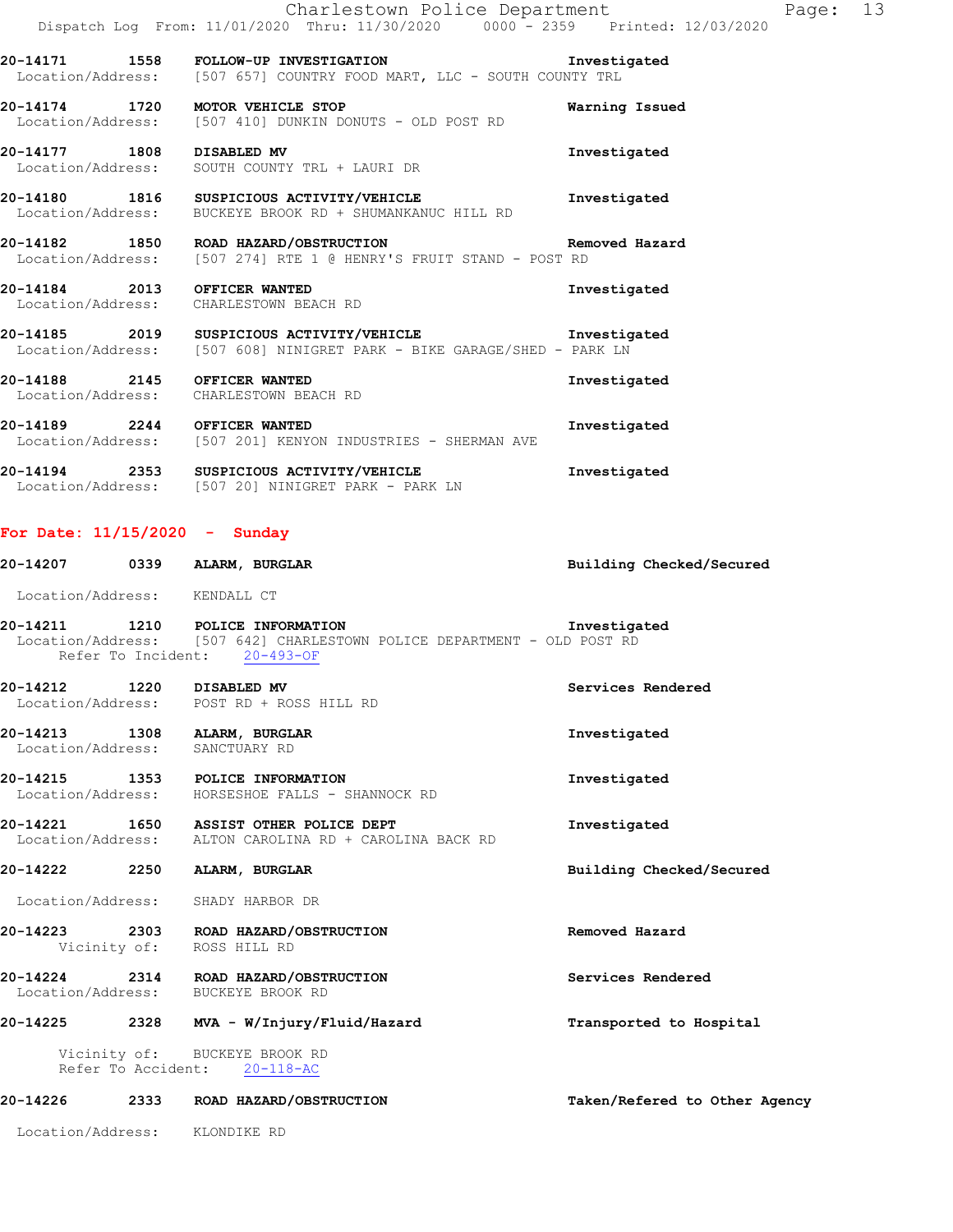20-14171 1558 **FOLLOW-UP INVESTIGATION** Investigated
Location/Address: [507 657] COUNTRY FOOD MART, LLC - SOUTH COUNTY TRL

20-14174 1720 **MOTOR VEHICLE STOP** Warning Issued
Location/Address: [507 410] DUNKIN DONUTS - OLD POST RD

20-14177 1808 **DISABLED MV** Investigated
Location/Address: SOUTH COUNTY TRL + LAURI DR

20-14180 1816 **SUSPICIOUS ACTIVITY/VEHICLE** Investigated
Location/Address: BUCKEYE BROOK RD + SHUMANKANUC HILL RD

20-14182 1850 **ROAD HAZARD/OBSTRUCTION** Removed Hazard
Location/Address: [507 274] RTE 1 @ HENRY'S FRUIT STAND - POST RD

20-14184 2013 **OFFICER WANTED** Investigated
Location/Address: CHARLESTOWN BEACH RD

20-14185 2019 **SUSPICIOUS ACTIVITY/VEHICLE** Investigated
Location/Address: [507 608] NINIGRET PARK - BIKE GARAGE/SHED - PARK LN

20-14188 2145 **OFFICER WANTED** Investigated
Location/Address: CHARLESTOWN BEACH RD

20-14189 2244 **OFFICER WANTED** Investigated
Location/Address: [507 201] KENYON INDUSTRIES - SHERMAN AVE

20-14194 2353 **SUSPICIOUS ACTIVITY/VEHICLE** Investigated
Location/Address: [507 20] NINIGRET PARK - PARK LN

## For Date: 11/15/2020 - Sunday

20-14207 0339 **ALARM, BURGLAR** Building Checked/Secured
Location/Address: KENDALL CT

20-14211 1210 **POLICE INFORMATION** Investigated
Location/Address: [507 642] CHARLESTOWN POLICE DEPARTMENT - OLD POST RD
Refer To Incident: 20-493-OF

20-14212 1220 **DISABLED MV** Services Rendered
Location/Address: POST RD + ROSS HILL RD

20-14213 1308 **ALARM, BURGLAR** Investigated
Location/Address: SANCTUARY RD

20-14215 1353 **POLICE INFORMATION** Investigated
Location/Address: HORSESHOE FALLS - SHANNOCK RD

20-14221 1650 **ASSIST OTHER POLICE DEPT** Investigated
Location/Address: ALTON CAROLINA RD + CAROLINA BACK RD

20-14222 2250 **ALARM, BURGLAR** Building Checked/Secured
Location/Address: SHADY HARBOR DR

20-14223 2303 **ROAD HAZARD/OBSTRUCTION** Removed Hazard
Vicinity of: ROSS HILL RD

20-14224 2314 **ROAD HAZARD/OBSTRUCTION** Services Rendered
Location/Address: BUCKEYE BROOK RD

20-14225 2328 **MVA - W/Injury/Fluid/Hazard** Transported to Hospital
Vicinity of: BUCKEYE BROOK RD
Refer To Accident: 20-118-AC

20-14226 2333 **ROAD HAZARD/OBSTRUCTION** Taken/Refered to Other Agency
Location/Address: KLONDIKE RD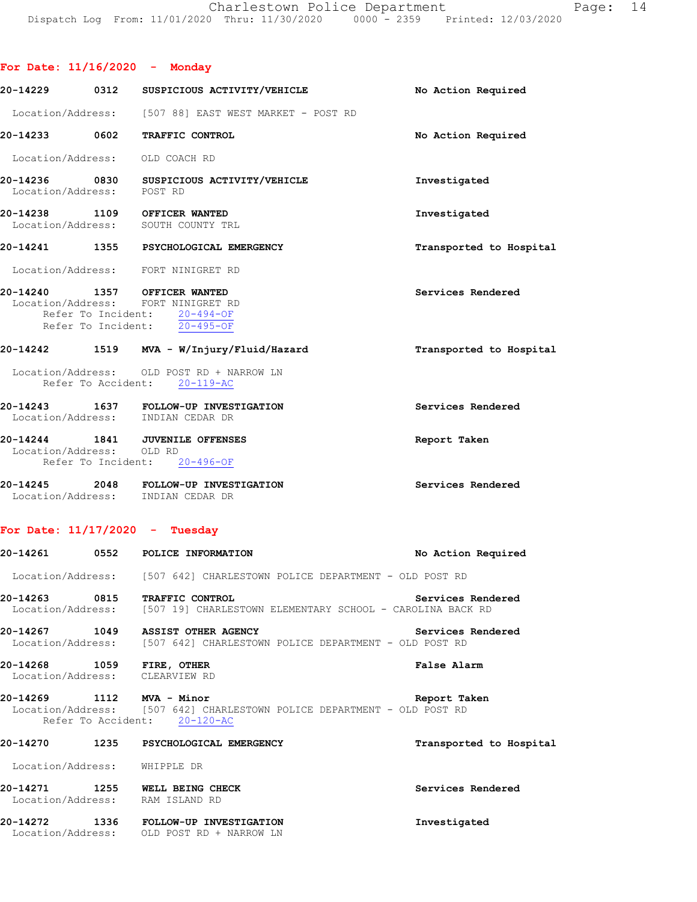## For Date: 11/16/2020 - Monday

**20-14229 0312 SUSPICIOUS ACTIVITY/VEHICLE** — No Action Required
Location/Address: [507 88] EAST WEST MARKET - POST RD

**20-14233 0602 TRAFFIC CONTROL** — No Action Required
Location/Address: OLD COACH RD

**20-14236 0830 SUSPICIOUS ACTIVITY/VEHICLE** — Investigated
Location/Address: POST RD

**20-14238 1109 OFFICER WANTED** — Investigated
Location/Address: SOUTH COUNTY TRL

**20-14241 1355 PSYCHOLOGICAL EMERGENCY** — Transported to Hospital
Location/Address: FORT NINIGRET RD

**20-14240 1357 OFFICER WANTED** — Services Rendered
Location/Address: FORT NINIGRET RD
Refer To Incident: 20-494-OF
Refer To Incident: 20-495-OF

**20-14242 1519 MVA - W/Injury/Fluid/Hazard** — Transported to Hospital
Location/Address: OLD POST RD + NARROW LN
Refer To Accident: 20-119-AC

**20-14243 1637 FOLLOW-UP INVESTIGATION** — Services Rendered
Location/Address: INDIAN CEDAR DR

**20-14244 1841 JUVENILE OFFENSES** — Report Taken
Location/Address: OLD RD
Refer To Incident: 20-496-OF

**20-14245 2048 FOLLOW-UP INVESTIGATION** — Services Rendered
Location/Address: INDIAN CEDAR DR

## For Date: 11/17/2020 - Tuesday

**20-14261 0552 POLICE INFORMATION** — No Action Required
Location/Address: [507 642] CHARLESTOWN POLICE DEPARTMENT - OLD POST RD

**20-14263 0815 TRAFFIC CONTROL** — Services Rendered
Location/Address: [507 19] CHARLESTOWN ELEMENTARY SCHOOL - CAROLINA BACK RD

**20-14267 1049 ASSIST OTHER AGENCY** — Services Rendered
Location/Address: [507 642] CHARLESTOWN POLICE DEPARTMENT - OLD POST RD

**20-14268 1059 FIRE, OTHER** — False Alarm
Location/Address: CLEARVIEW RD

**20-14269 1112 MVA - Minor** — Report Taken
Location/Address: [507 642] CHARLESTOWN POLICE DEPARTMENT - OLD POST RD
Refer To Accident: 20-120-AC

**20-14270 1235 PSYCHOLOGICAL EMERGENCY** — Transported to Hospital
Location/Address: WHIPPLE DR

**20-14271 1255 WELL BEING CHECK** — Services Rendered
Location/Address: RAM ISLAND RD

**20-14272 1336 FOLLOW-UP INVESTIGATION** — Investigated
Location/Address: OLD POST RD + NARROW LN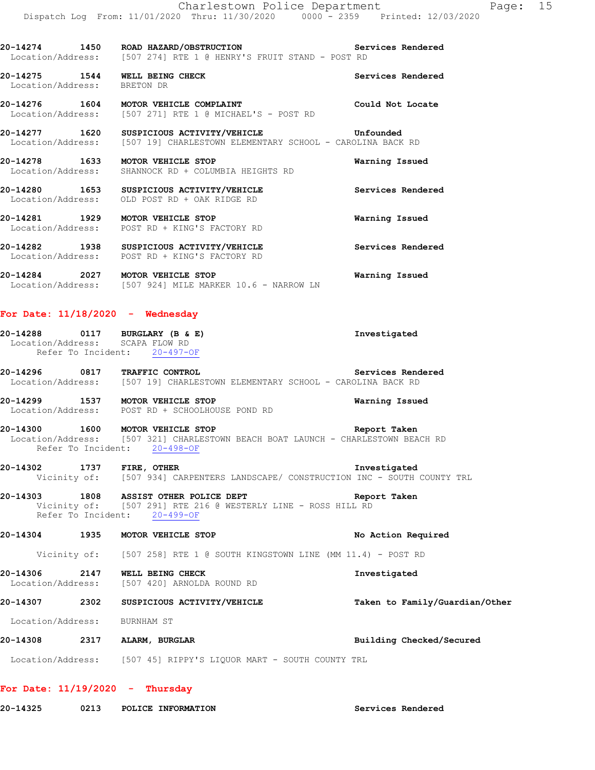20-14274 1450 ROAD HAZARD/OBSTRUCTION Services Rendered
Location/Address: [507 274] RTE 1 @ HENRY'S FRUIT STAND - POST RD

20-14275 1544 WELL BEING CHECK Services Rendered
Location/Address: BRETON DR

20-14276 1604 MOTOR VEHICLE COMPLAINT Could Not Locate
Location/Address: [507 271] RTE 1 @ MICHAEL'S - POST RD

20-14277 1620 SUSPICIOUS ACTIVITY/VEHICLE Unfounded
Location/Address: [507 19] CHARLESTOWN ELEMENTARY SCHOOL - CAROLINA BACK RD

20-14278 1633 MOTOR VEHICLE STOP Warning Issued
Location/Address: SHANNOCK RD + COLUMBIA HEIGHTS RD

20-14280 1653 SUSPICIOUS ACTIVITY/VEHICLE Services Rendered
Location/Address: OLD POST RD + OAK RIDGE RD

20-14281 1929 MOTOR VEHICLE STOP Warning Issued
Location/Address: POST RD + KING'S FACTORY RD

20-14282 1938 SUSPICIOUS ACTIVITY/VEHICLE Services Rendered
Location/Address: POST RD + KING'S FACTORY RD

20-14284 2027 MOTOR VEHICLE STOP Warning Issued
Location/Address: [507 924] MILE MARKER 10.6 - NARROW LN

## For Date: 11/18/2020 - Wednesday

20-14288 0117 BURGLARY (B & E) Investigated
Location/Address: SCAPA FLOW RD
Refer To Incident: 20-497-OF

20-14296 0817 TRAFFIC CONTROL Services Rendered
Location/Address: [507 19] CHARLESTOWN ELEMENTARY SCHOOL - CAROLINA BACK RD

20-14299 1537 MOTOR VEHICLE STOP Warning Issued
Location/Address: POST RD + SCHOOLHOUSE POND RD

20-14300 1600 MOTOR VEHICLE STOP Report Taken
Location/Address: [507 321] CHARLESTOWN BEACH BOAT LAUNCH - CHARLESTOWN BEACH RD
Refer To Incident: 20-498-OF

20-14302 1737 FIRE, OTHER Investigated
Vicinity of: [507 934] CARPENTERS LANDSCAPE/ CONSTRUCTION INC - SOUTH COUNTY TRL

20-14303 1808 ASSIST OTHER POLICE DEPT Report Taken
Vicinity of: [507 291] RTE 216 @ WESTERLY LINE - ROSS HILL RD
Refer To Incident: 20-499-OF

20-14304 1935 MOTOR VEHICLE STOP No Action Required
Vicinity of: [507 258] RTE 1 @ SOUTH KINGSTOWN LINE (MM 11.4) - POST RD

20-14306 2147 WELL BEING CHECK Investigated
Location/Address: [507 420] ARNOLDA ROUND RD

20-14307 2302 SUSPICIOUS ACTIVITY/VEHICLE Taken to Family/Guardian/Other
Location/Address: BURNHAM ST

20-14308 2317 ALARM, BURGLAR Building Checked/Secured
Location/Address: [507 45] RIPPY'S LIQUOR MART - SOUTH COUNTY TRL

## For Date: 11/19/2020 - Thursday

20-14325 0213 POLICE INFORMATION Services Rendered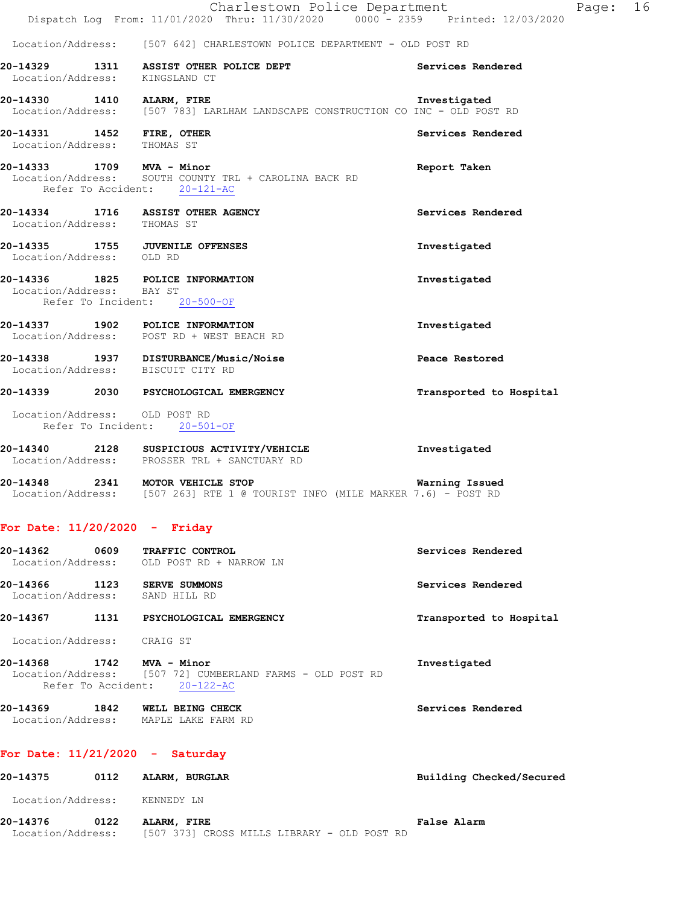Location/Address: [507 642] CHARLESTOWN POLICE DEPARTMENT - OLD POST RD

**20-14329 1311 ASSIST OTHER POLICE DEPT** — Services Rendered
Location/Address: KINGSLAND CT

**20-14330 1410 ALARM, FIRE** — Investigated
Location/Address: [507 783] LARLHAM LANDSCAPE CONSTRUCTION CO INC - OLD POST RD

**20-14331 1452 FIRE, OTHER** — Services Rendered
Location/Address: THOMAS ST

**20-14333 1709 MVA - Minor** — Report Taken
Location/Address: SOUTH COUNTY TRL + CAROLINA BACK RD
Refer To Accident: 20-121-AC

**20-14334 1716 ASSIST OTHER AGENCY** — Services Rendered
Location/Address: THOMAS ST

**20-14335 1755 JUVENILE OFFENSES** — Investigated
Location/Address: OLD RD

**20-14336 1825 POLICE INFORMATION** — Investigated
Location/Address: BAY ST
Refer To Incident: 20-500-OF

**20-14337 1902 POLICE INFORMATION** — Investigated
Location/Address: POST RD + WEST BEACH RD

**20-14338 1937 DISTURBANCE/Music/Noise** — Peace Restored
Location/Address: BISCUIT CITY RD

**20-14339 2030 PSYCHOLOGICAL EMERGENCY** — Transported to Hospital
Location/Address: OLD POST RD
Refer To Incident: 20-501-OF

**20-14340 2128 SUSPICIOUS ACTIVITY/VEHICLE** — Investigated
Location/Address: PROSSER TRL + SANCTUARY RD

**20-14348 2341 MOTOR VEHICLE STOP** — Warning Issued
Location/Address: [507 263] RTE 1 @ TOURIST INFO (MILE MARKER 7.6) - POST RD

## For Date: 11/20/2020 - Friday

**20-14362 0609 TRAFFIC CONTROL** — Services Rendered
Location/Address: OLD POST RD + NARROW LN

**20-14366 1123 SERVE SUMMONS** — Services Rendered
Location/Address: SAND HILL RD

**20-14367 1131 PSYCHOLOGICAL EMERGENCY** — Transported to Hospital
Location/Address: CRAIG ST

**20-14368 1742 MVA - Minor** — Investigated
Location/Address: [507 72] CUMBERLAND FARMS - OLD POST RD
Refer To Accident: 20-122-AC

**20-14369 1842 WELL BEING CHECK** — Services Rendered
Location/Address: MAPLE LAKE FARM RD

## For Date: 11/21/2020 - Saturday

**20-14375 0112 ALARM, BURGLAR** — Building Checked/Secured
Location/Address: KENNEDY LN

**20-14376 0122 ALARM, FIRE** — False Alarm
Location/Address: [507 373] CROSS MILLS LIBRARY - OLD POST RD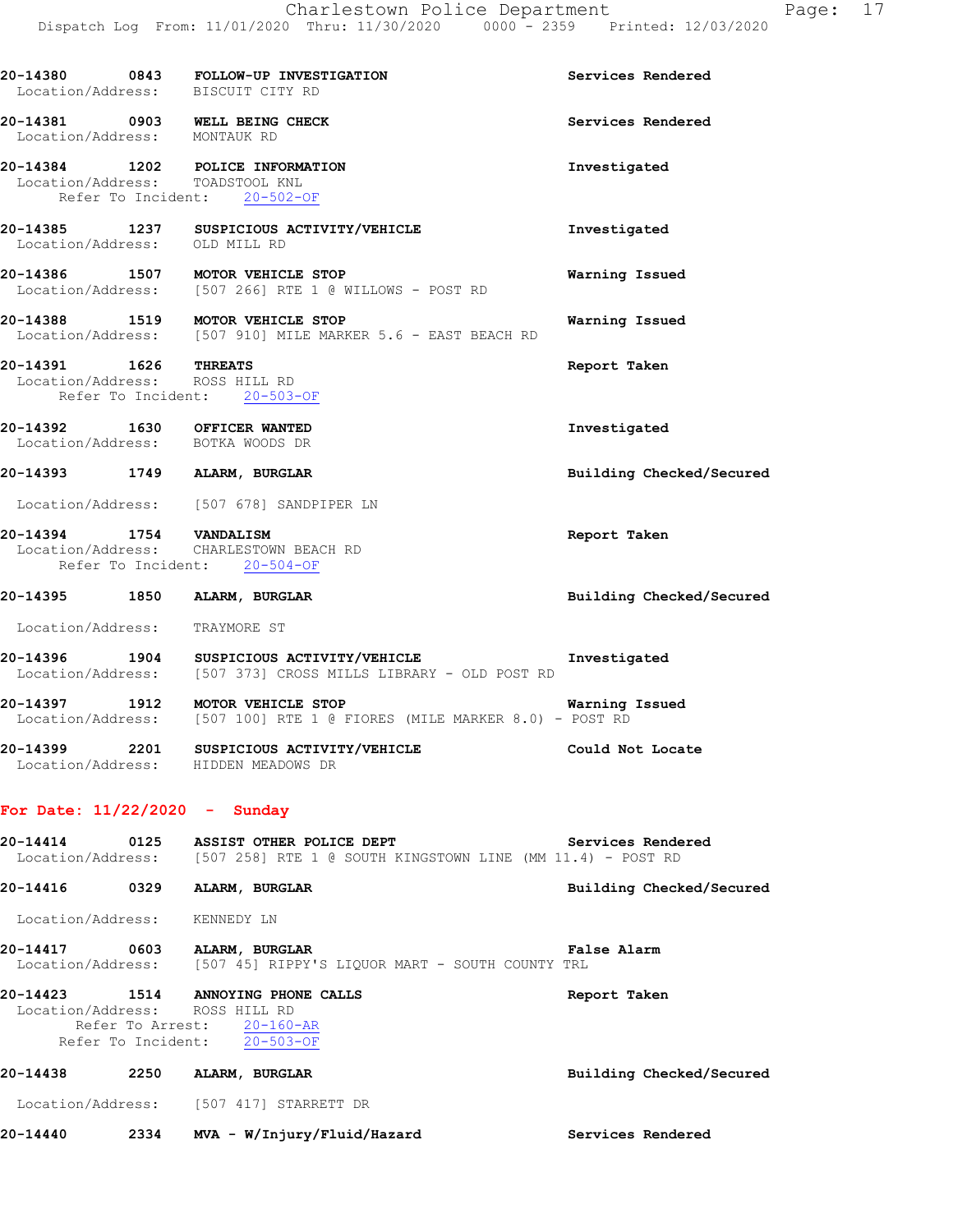20-14380 0843 **FOLLOW-UP INVESTIGATION** — Services Rendered
Location/Address: BISCUIT CITY RD

20-14381 0903 **WELL BEING CHECK** — Services Rendered
Location/Address: MONTAUK RD

20-14384 1202 **POLICE INFORMATION** — Investigated
Location/Address: TOADSTOOL KNL
Refer To Incident: 20-502-OF

20-14385 1237 **SUSPICIOUS ACTIVITY/VEHICLE** — Investigated
Location/Address: OLD MILL RD

20-14386 1507 **MOTOR VEHICLE STOP** — Warning Issued
Location/Address: [507 266] RTE 1 @ WILLOWS - POST RD

20-14388 1519 **MOTOR VEHICLE STOP** — Warning Issued
Location/Address: [507 910] MILE MARKER 5.6 - EAST BEACH RD

20-14391 1626 **THREATS** — Report Taken
Location/Address: ROSS HILL RD
Refer To Incident: 20-503-OF

20-14392 1630 **OFFICER WANTED** — Investigated
Location/Address: BOTKA WOODS DR

20-14393 1749 **ALARM, BURGLAR** — Building Checked/Secured
Location/Address: [507 678] SANDPIPER LN

20-14394 1754 **VANDALISM** — Report Taken
Location/Address: CHARLESTOWN BEACH RD
Refer To Incident: 20-504-OF

20-14395 1850 **ALARM, BURGLAR** — Building Checked/Secured
Location/Address: TRAYMORE ST

20-14396 1904 **SUSPICIOUS ACTIVITY/VEHICLE** — Investigated
Location/Address: [507 373] CROSS MILLS LIBRARY - OLD POST RD

20-14397 1912 **MOTOR VEHICLE STOP** — Warning Issued
Location/Address: [507 100] RTE 1 @ FIORES (MILE MARKER 8.0) - POST RD

20-14399 2201 **SUSPICIOUS ACTIVITY/VEHICLE** — Could Not Locate
Location/Address: HIDDEN MEADOWS DR

## For Date: 11/22/2020 - Sunday

20-14414 0125 **ASSIST OTHER POLICE DEPT** — Services Rendered
Location/Address: [507 258] RTE 1 @ SOUTH KINGSTOWN LINE (MM 11.4) - POST RD

20-14416 0329 **ALARM, BURGLAR** — Building Checked/Secured
Location/Address: KENNEDY LN

20-14417 0603 **ALARM, BURGLAR** — False Alarm
Location/Address: [507 45] RIPPY'S LIQUOR MART - SOUTH COUNTY TRL

20-14423 1514 **ANNOYING PHONE CALLS** — Report Taken
Location/Address: ROSS HILL RD
Refer To Arrest: 20-160-AR
Refer To Incident: 20-503-OF

20-14438 2250 **ALARM, BURGLAR** — Building Checked/Secured
Location/Address: [507 417] STARRETT DR

20-14440 2334 **MVA - W/Injury/Fluid/Hazard** — Services Rendered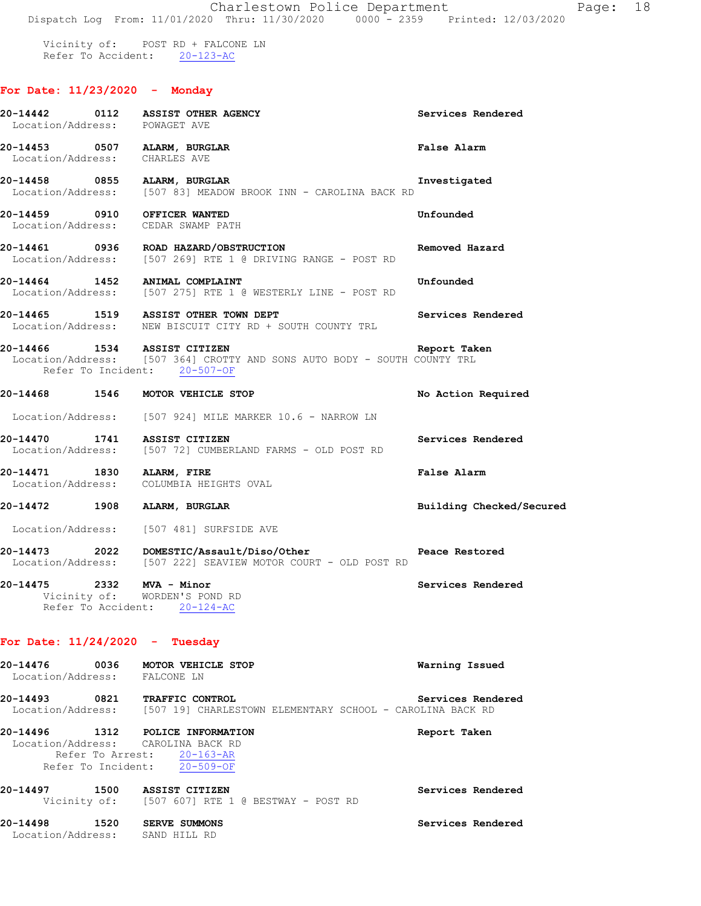Vicinity of: POST RD + FALCONE LN
Refer To Accident: 20-123-AC

## For Date: 11/23/2020 - Monday

**20-14442 0112 ASSIST OTHER AGENCY** Services Rendered
Location/Address: POWAGET AVE

**20-14453 0507 ALARM, BURGLAR** False Alarm
Location/Address: CHARLES AVE

**20-14458 0855 ALARM, BURGLAR** Investigated
Location/Address: [507 83] MEADOW BROOK INN - CAROLINA BACK RD

**20-14459 0910 OFFICER WANTED** Unfounded
Location/Address: CEDAR SWAMP PATH

**20-14461 0936 ROAD HAZARD/OBSTRUCTION** Removed Hazard
Location/Address: [507 269] RTE 1 @ DRIVING RANGE - POST RD

**20-14464 1452 ANIMAL COMPLAINT** Unfounded
Location/Address: [507 275] RTE 1 @ WESTERLY LINE - POST RD

**20-14465 1519 ASSIST OTHER TOWN DEPT** Services Rendered
Location/Address: NEW BISCUIT CITY RD + SOUTH COUNTY TRL

**20-14466 1534 ASSIST CITIZEN** Report Taken
Location/Address: [507 364] CROTTY AND SONS AUTO BODY - SOUTH COUNTY TRL
Refer To Incident: 20-507-OF

**20-14468 1546 MOTOR VEHICLE STOP** No Action Required
Location/Address: [507 924] MILE MARKER 10.6 - NARROW LN

**20-14470 1741 ASSIST CITIZEN** Services Rendered
Location/Address: [507 72] CUMBERLAND FARMS - OLD POST RD

**20-14471 1830 ALARM, FIRE** False Alarm
Location/Address: COLUMBIA HEIGHTS OVAL

**20-14472 1908 ALARM, BURGLAR** Building Checked/Secured
Location/Address: [507 481] SURFSIDE AVE

**20-14473 2022 DOMESTIC/Assault/Diso/Other** Peace Restored
Location/Address: [507 222] SEAVIEW MOTOR COURT - OLD POST RD

**20-14475 2332 MVA - Minor** Services Rendered
Vicinity of: WORDEN'S POND RD
Refer To Accident: 20-124-AC

## For Date: 11/24/2020 - Tuesday

**20-14476 0036 MOTOR VEHICLE STOP** Warning Issued
Location/Address: FALCONE LN

**20-14493 0821 TRAFFIC CONTROL** Services Rendered
Location/Address: [507 19] CHARLESTOWN ELEMENTARY SCHOOL - CAROLINA BACK RD

**20-14496 1312 POLICE INFORMATION** Report Taken
Location/Address: CAROLINA BACK RD
Refer To Arrest: 20-163-AR
Refer To Incident: 20-509-OF

**20-14497 1500 ASSIST CITIZEN** Services Rendered
Vicinity of: [507 607] RTE 1 @ BESTWAY - POST RD

**20-14498 1520 SERVE SUMMONS** Services Rendered
Location/Address: SAND HILL RD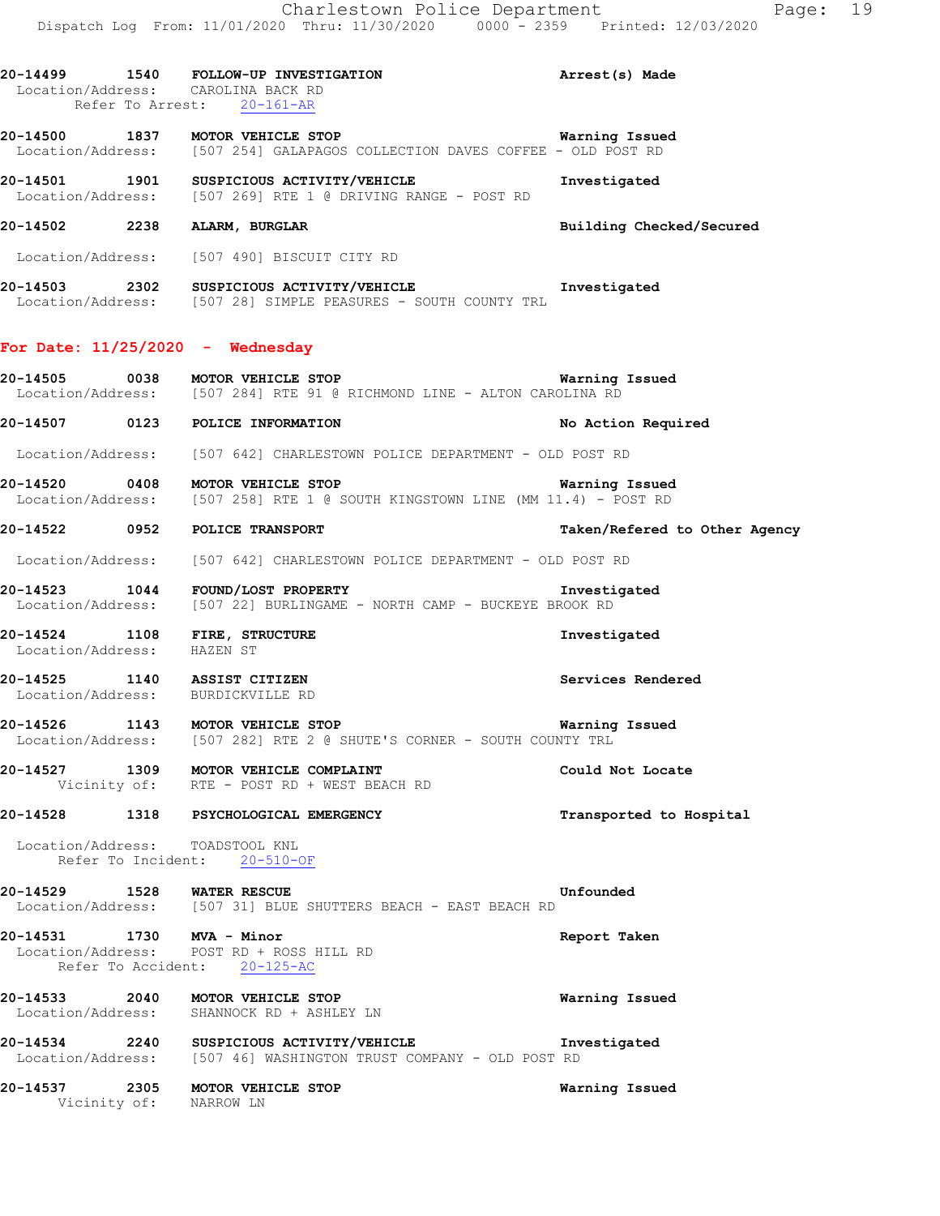**20-14499 1540 FOLLOW-UP INVESTIGATION** **Arrest(s) Made**
Location/Address: CAROLINA BACK RD
Refer To Arrest: 20-161-AR

**20-14500 1837 MOTOR VEHICLE STOP** **Warning Issued**
Location/Address: [507 254] GALAPAGOS COLLECTION DAVES COFFEE - OLD POST RD

**20-14501 1901 SUSPICIOUS ACTIVITY/VEHICLE** **Investigated**
Location/Address: [507 269] RTE 1 @ DRIVING RANGE - POST RD

**20-14502 2238 ALARM, BURGLAR** **Building Checked/Secured**
Location/Address: [507 490] BISCUIT CITY RD

**20-14503 2302 SUSPICIOUS ACTIVITY/VEHICLE** **Investigated**
Location/Address: [507 28] SIMPLE PEASURES - SOUTH COUNTY TRL

## For Date: 11/25/2020 - Wednesday

**20-14505 0038 MOTOR VEHICLE STOP** **Warning Issued**
Location/Address: [507 284] RTE 91 @ RICHMOND LINE - ALTON CAROLINA RD

**20-14507 0123 POLICE INFORMATION** **No Action Required**
Location/Address: [507 642] CHARLESTOWN POLICE DEPARTMENT - OLD POST RD

**20-14520 0408 MOTOR VEHICLE STOP** **Warning Issued**
Location/Address: [507 258] RTE 1 @ SOUTH KINGSTOWN LINE (MM 11.4) - POST RD

**20-14522 0952 POLICE TRANSPORT** **Taken/Refered to Other Agency**
Location/Address: [507 642] CHARLESTOWN POLICE DEPARTMENT - OLD POST RD

**20-14523 1044 FOUND/LOST PROPERTY** **Investigated**
Location/Address: [507 22] BURLINGAME - NORTH CAMP - BUCKEYE BROOK RD

**20-14524 1108 FIRE, STRUCTURE** **Investigated**
Location/Address: HAZEN ST

**20-14525 1140 ASSIST CITIZEN** **Services Rendered**
Location/Address: BURDICKVILLE RD

**20-14526 1143 MOTOR VEHICLE STOP** **Warning Issued**
Location/Address: [507 282] RTE 2 @ SHUTE'S CORNER - SOUTH COUNTY TRL

**20-14527 1309 MOTOR VEHICLE COMPLAINT** **Could Not Locate**
Vicinity of: RTE - POST RD + WEST BEACH RD

**20-14528 1318 PSYCHOLOGICAL EMERGENCY** **Transported to Hospital**
Location/Address: TOADSTOOL KNL
Refer To Incident: 20-510-OF

**20-14529 1528 WATER RESCUE** **Unfounded**
Location/Address: [507 31] BLUE SHUTTERS BEACH - EAST BEACH RD

**20-14531 1730 MVA - Minor** **Report Taken**
Location/Address: POST RD + ROSS HILL RD
Refer To Accident: 20-125-AC

**20-14533 2040 MOTOR VEHICLE STOP** **Warning Issued**
Location/Address: SHANNOCK RD + ASHLEY LN

**20-14534 2240 SUSPICIOUS ACTIVITY/VEHICLE** **Investigated**
Location/Address: [507 46] WASHINGTON TRUST COMPANY - OLD POST RD

**20-14537 2305 MOTOR VEHICLE STOP** **Warning Issued**
Vicinity of: NARROW LN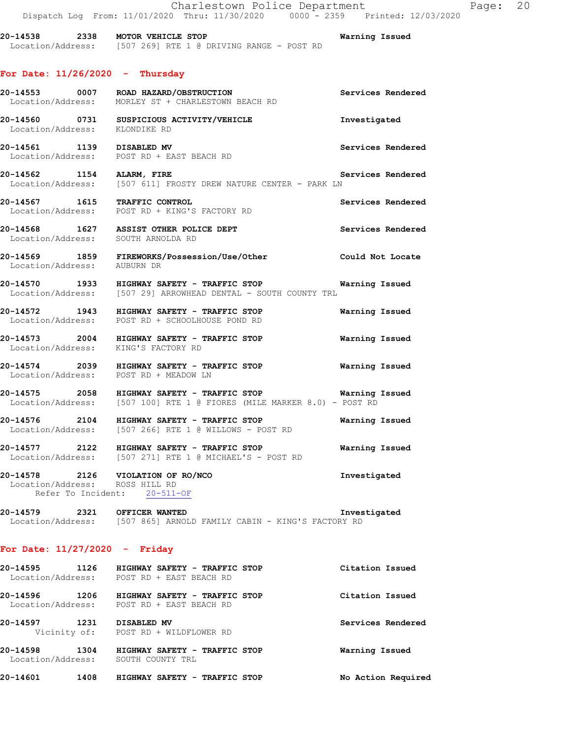20-14538 2338 **MOTOR VEHICLE STOP** Warning Issued
Location/Address: [507 269] RTE 1 @ DRIVING RANGE - POST RD

## For Date: 11/26/2020 - Thursday

20-14553 0007 **ROAD HAZARD/OBSTRUCTION** Services Rendered
Location/Address: MORLEY ST + CHARLESTOWN BEACH RD

20-14560 0731 **SUSPICIOUS ACTIVITY/VEHICLE** Investigated
Location/Address: KLONDIKE RD

20-14561 1139 **DISABLED MV** Services Rendered
Location/Address: POST RD + EAST BEACH RD

20-14562 1154 **ALARM, FIRE** Services Rendered
Location/Address: [507 611] FROSTY DREW NATURE CENTER - PARK LN

20-14567 1615 **TRAFFIC CONTROL** Services Rendered
Location/Address: POST RD + KING'S FACTORY RD

20-14568 1627 **ASSIST OTHER POLICE DEPT** Services Rendered
Location/Address: SOUTH ARNOLDA RD

20-14569 1859 **FIREWORKS/Possession/Use/Other** Could Not Locate
Location/Address: AUBURN DR

20-14570 1933 **HIGHWAY SAFETY - TRAFFIC STOP** Warning Issued
Location/Address: [507 29] ARROWHEAD DENTAL - SOUTH COUNTY TRL

20-14572 1943 **HIGHWAY SAFETY - TRAFFIC STOP** Warning Issued
Location/Address: POST RD + SCHOOLHOUSE POND RD

20-14573 2004 **HIGHWAY SAFETY - TRAFFIC STOP** Warning Issued
Location/Address: KING'S FACTORY RD

20-14574 2039 **HIGHWAY SAFETY - TRAFFIC STOP** Warning Issued
Location/Address: POST RD + MEADOW LN

20-14575 2058 **HIGHWAY SAFETY - TRAFFIC STOP** Warning Issued
Location/Address: [507 100] RTE 1 @ FIORES (MILE MARKER 8.0) - POST RD

20-14576 2104 **HIGHWAY SAFETY - TRAFFIC STOP** Warning Issued
Location/Address: [507 266] RTE 1 @ WILLOWS - POST RD

20-14577 2122 **HIGHWAY SAFETY - TRAFFIC STOP** Warning Issued
Location/Address: [507 271] RTE 1 @ MICHAEL'S - POST RD

20-14578 2126 **VIOLATION OF RO/NCO** Investigated
Location/Address: ROSS HILL RD
Refer To Incident: 20-511-OF

20-14579 2321 **OFFICER WANTED** Investigated
Location/Address: [507 865] ARNOLD FAMILY CABIN - KING'S FACTORY RD

## For Date: 11/27/2020 - Friday

20-14595 1126 **HIGHWAY SAFETY - TRAFFIC STOP** Citation Issued
Location/Address: POST RD + EAST BEACH RD

20-14596 1206 **HIGHWAY SAFETY - TRAFFIC STOP** Citation Issued
Location/Address: POST RD + EAST BEACH RD

20-14597 1231 **DISABLED MV** Services Rendered
Vicinity of: POST RD + WILDFLOWER RD

20-14598 1304 **HIGHWAY SAFETY - TRAFFIC STOP** Warning Issued
Location/Address: SOUTH COUNTY TRL

20-14601 1408 **HIGHWAY SAFETY - TRAFFIC STOP** No Action Required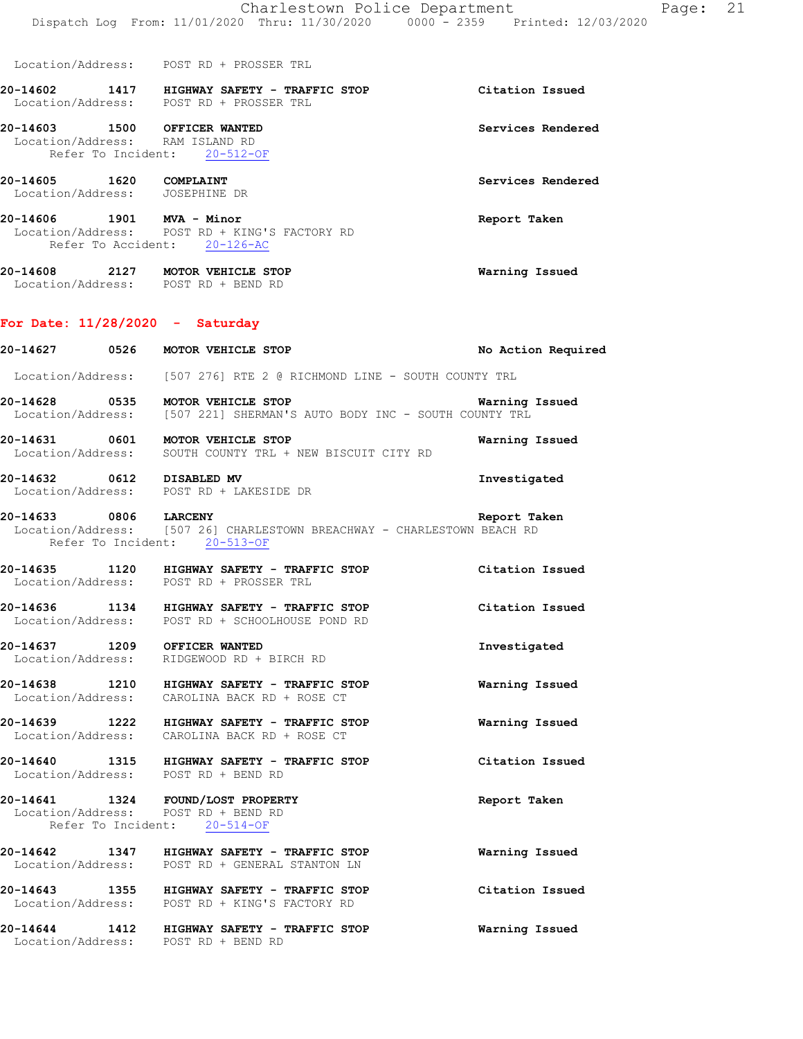Location/Address: POST RD + PROSSER TRL

**20-14602 1417 HIGHWAY SAFETY - TRAFFIC STOP** **Citation Issued**
Location/Address: POST RD + PROSSER TRL

**20-14603 1500 OFFICER WANTED** **Services Rendered**
Location/Address: RAM ISLAND RD
Refer To Incident: 20-512-OF

**20-14605 1620 COMPLAINT** **Services Rendered**
Location/Address: JOSEPHINE DR

**20-14606 1901 MVA - Minor** **Report Taken**
Location/Address: POST RD + KING'S FACTORY RD
Refer To Accident: 20-126-AC

**20-14608 2127 MOTOR VEHICLE STOP** **Warning Issued**
Location/Address: POST RD + BEND RD

## For Date: 11/28/2020 - Saturday

**20-14627 0526 MOTOR VEHICLE STOP** **No Action Required**
Location/Address: [507 276] RTE 2 @ RICHMOND LINE - SOUTH COUNTY TRL

**20-14628 0535 MOTOR VEHICLE STOP** **Warning Issued**
Location/Address: [507 221] SHERMAN'S AUTO BODY INC - SOUTH COUNTY TRL

**20-14631 0601 MOTOR VEHICLE STOP** **Warning Issued**
Location/Address: SOUTH COUNTY TRL + NEW BISCUIT CITY RD

**20-14632 0612 DISABLED MV** **Investigated**
Location/Address: POST RD + LAKESIDE DR

**20-14633 0806 LARCENY** **Report Taken**
Location/Address: [507 26] CHARLESTOWN BREACHWAY - CHARLESTOWN BEACH RD
Refer To Incident: 20-513-OF

**20-14635 1120 HIGHWAY SAFETY - TRAFFIC STOP** **Citation Issued**
Location/Address: POST RD + PROSSER TRL

**20-14636 1134 HIGHWAY SAFETY - TRAFFIC STOP** **Citation Issued**
Location/Address: POST RD + SCHOOLHOUSE POND RD

**20-14637 1209 OFFICER WANTED** **Investigated**
Location/Address: RIDGEWOOD RD + BIRCH RD

**20-14638 1210 HIGHWAY SAFETY - TRAFFIC STOP** **Warning Issued**
Location/Address: CAROLINA BACK RD + ROSE CT

**20-14639 1222 HIGHWAY SAFETY - TRAFFIC STOP** **Warning Issued**
Location/Address: CAROLINA BACK RD + ROSE CT

**20-14640 1315 HIGHWAY SAFETY - TRAFFIC STOP** **Citation Issued**
Location/Address: POST RD + BEND RD

**20-14641 1324 FOUND/LOST PROPERTY** **Report Taken**
Location/Address: POST RD + BEND RD
Refer To Incident: 20-514-OF

**20-14642 1347 HIGHWAY SAFETY - TRAFFIC STOP** **Warning Issued**
Location/Address: POST RD + GENERAL STANTON LN

**20-14643 1355 HIGHWAY SAFETY - TRAFFIC STOP** **Citation Issued**
Location/Address: POST RD + KING'S FACTORY RD

**20-14644 1412 HIGHWAY SAFETY - TRAFFIC STOP** **Warning Issued**
Location/Address: POST RD + BEND RD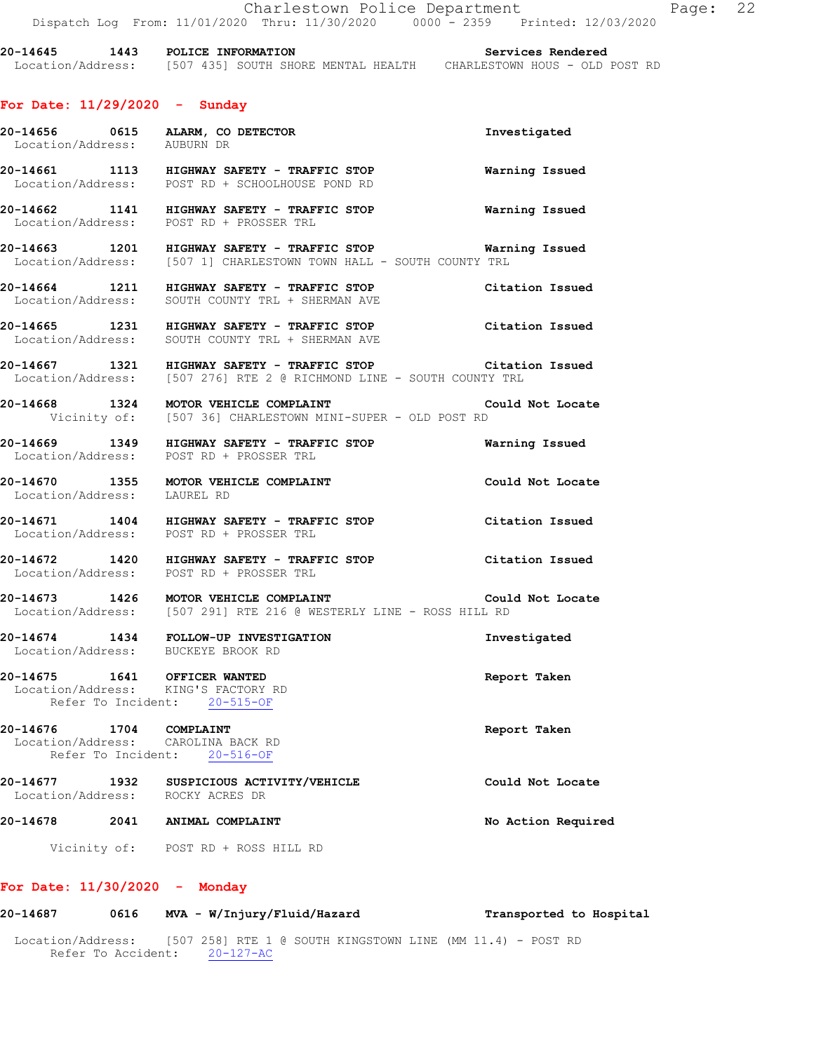20-14645 1443 POLICE INFORMATION Services Rendered
Location/Address: [507 435] SOUTH SHORE MENTAL HEALTH CHARLESTOWN HOUS - OLD POST RD

## For Date: 11/29/2020 - Sunday

**20-14656 0615 ALARM, CO DETECTOR** **Investigated**
Location/Address: AUBURN DR

**20-14661 1113 HIGHWAY SAFETY - TRAFFIC STOP** **Warning Issued**
Location/Address: POST RD + SCHOOLHOUSE POND RD

**20-14662 1141 HIGHWAY SAFETY - TRAFFIC STOP** **Warning Issued**
Location/Address: POST RD + PROSSER TRL

**20-14663 1201 HIGHWAY SAFETY - TRAFFIC STOP** **Warning Issued**
Location/Address: [507 1] CHARLESTOWN TOWN HALL - SOUTH COUNTY TRL

**20-14664 1211 HIGHWAY SAFETY - TRAFFIC STOP** **Citation Issued**
Location/Address: SOUTH COUNTY TRL + SHERMAN AVE

**20-14665 1231 HIGHWAY SAFETY - TRAFFIC STOP** **Citation Issued**
Location/Address: SOUTH COUNTY TRL + SHERMAN AVE

**20-14667 1321 HIGHWAY SAFETY - TRAFFIC STOP** **Citation Issued**
Location/Address: [507 276] RTE 2 @ RICHMOND LINE - SOUTH COUNTY TRL

**20-14668 1324 MOTOR VEHICLE COMPLAINT** **Could Not Locate**
Vicinity of: [507 36] CHARLESTOWN MINI-SUPER - OLD POST RD

**20-14669 1349 HIGHWAY SAFETY - TRAFFIC STOP** **Warning Issued**
Location/Address: POST RD + PROSSER TRL

**20-14670 1355 MOTOR VEHICLE COMPLAINT** **Could Not Locate**
Location/Address: LAUREL RD

**20-14671 1404 HIGHWAY SAFETY - TRAFFIC STOP** **Citation Issued**
Location/Address: POST RD + PROSSER TRL

**20-14672 1420 HIGHWAY SAFETY - TRAFFIC STOP** **Citation Issued**
Location/Address: POST RD + PROSSER TRL

**20-14673 1426 MOTOR VEHICLE COMPLAINT** **Could Not Locate**
Location/Address: [507 291] RTE 216 @ WESTERLY LINE - ROSS HILL RD

**20-14674 1434 FOLLOW-UP INVESTIGATION** **Investigated**
Location/Address: BUCKEYE BROOK RD

**20-14675 1641 OFFICER WANTED** **Report Taken**
Location/Address: KING'S FACTORY RD
Refer To Incident: 20-515-OF

**20-14676 1704 COMPLAINT** **Report Taken**
Location/Address: CAROLINA BACK RD
Refer To Incident: 20-516-OF

**20-14677 1932 SUSPICIOUS ACTIVITY/VEHICLE** **Could Not Locate**
Location/Address: ROCKY ACRES DR

**20-14678 2041 ANIMAL COMPLAINT** **No Action Required**
Vicinity of: POST RD + ROSS HILL RD

## For Date: 11/30/2020 - Monday

**20-14687 0616 MVA - W/Injury/Fluid/Hazard** **Transported to Hospital**
Location/Address: [507 258] RTE 1 @ SOUTH KINGSTOWN LINE (MM 11.4) - POST RD
Refer To Accident: 20-127-AC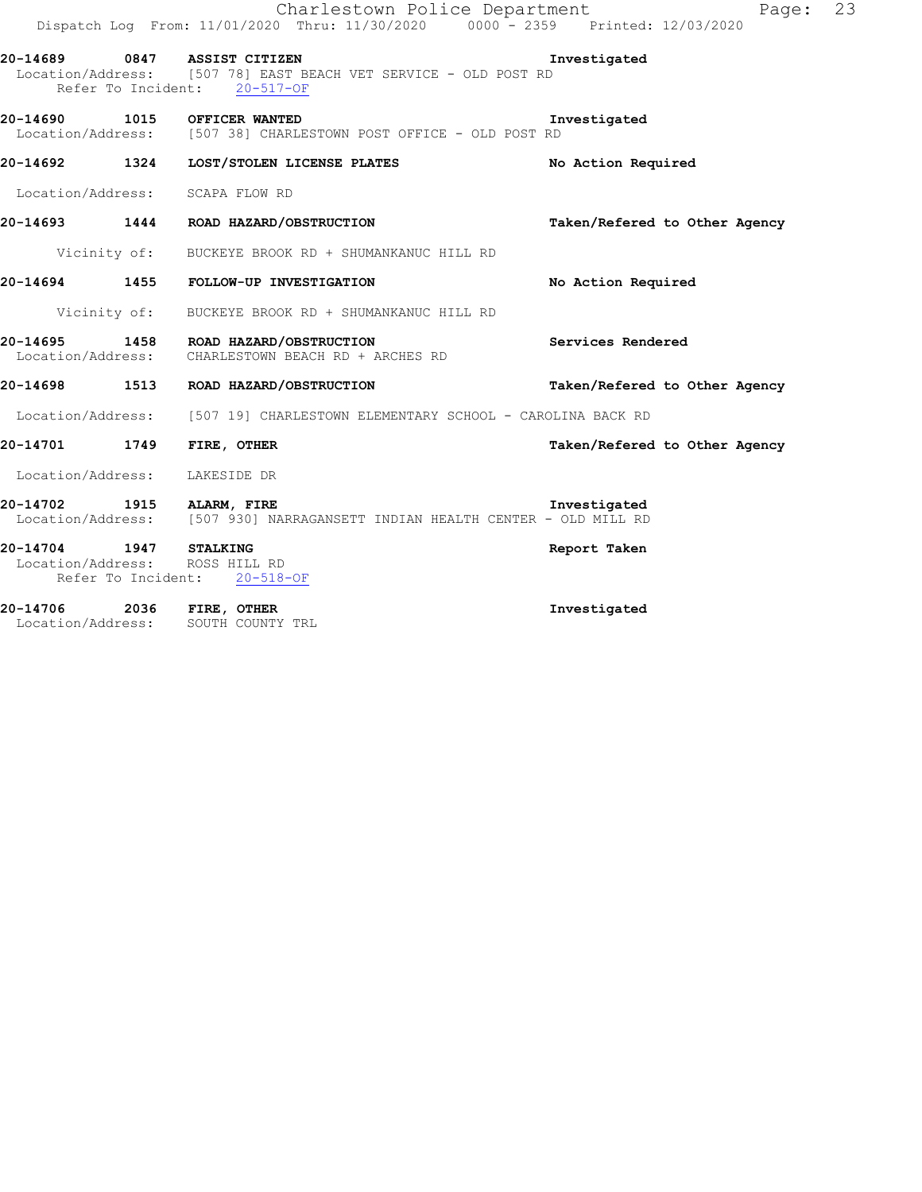**20-14689 0847 ASSIST CITIZEN** Investigated
Location/Address: [507 78] EAST BEACH VET SERVICE - OLD POST RD
Refer To Incident: 20-517-OF

**20-14690 1015 OFFICER WANTED** Investigated
Location/Address: [507 38] CHARLESTOWN POST OFFICE - OLD POST RD

**20-14692 1324 LOST/STOLEN LICENSE PLATES** No Action Required
Location/Address: SCAPA FLOW RD

**20-14693 1444 ROAD HAZARD/OBSTRUCTION** Taken/Refered to Other Agency
Vicinity of: BUCKEYE BROOK RD + SHUMANKANUC HILL RD

**20-14694 1455 FOLLOW-UP INVESTIGATION** No Action Required
Vicinity of: BUCKEYE BROOK RD + SHUMANKANUC HILL RD

**20-14695 1458 ROAD HAZARD/OBSTRUCTION** Services Rendered
Location/Address: CHARLESTOWN BEACH RD + ARCHES RD

**20-14698 1513 ROAD HAZARD/OBSTRUCTION** Taken/Refered to Other Agency
Location/Address: [507 19] CHARLESTOWN ELEMENTARY SCHOOL - CAROLINA BACK RD

**20-14701 1749 FIRE, OTHER** Taken/Refered to Other Agency
Location/Address: LAKESIDE DR

**20-14702 1915 ALARM, FIRE** Investigated
Location/Address: [507 930] NARRAGANSETT INDIAN HEALTH CENTER - OLD MILL RD

**20-14704 1947 STALKING** Report Taken
Location/Address: ROSS HILL RD
Refer To Incident: 20-518-OF

**20-14706 2036 FIRE, OTHER** Investigated
Location/Address: SOUTH COUNTY TRL